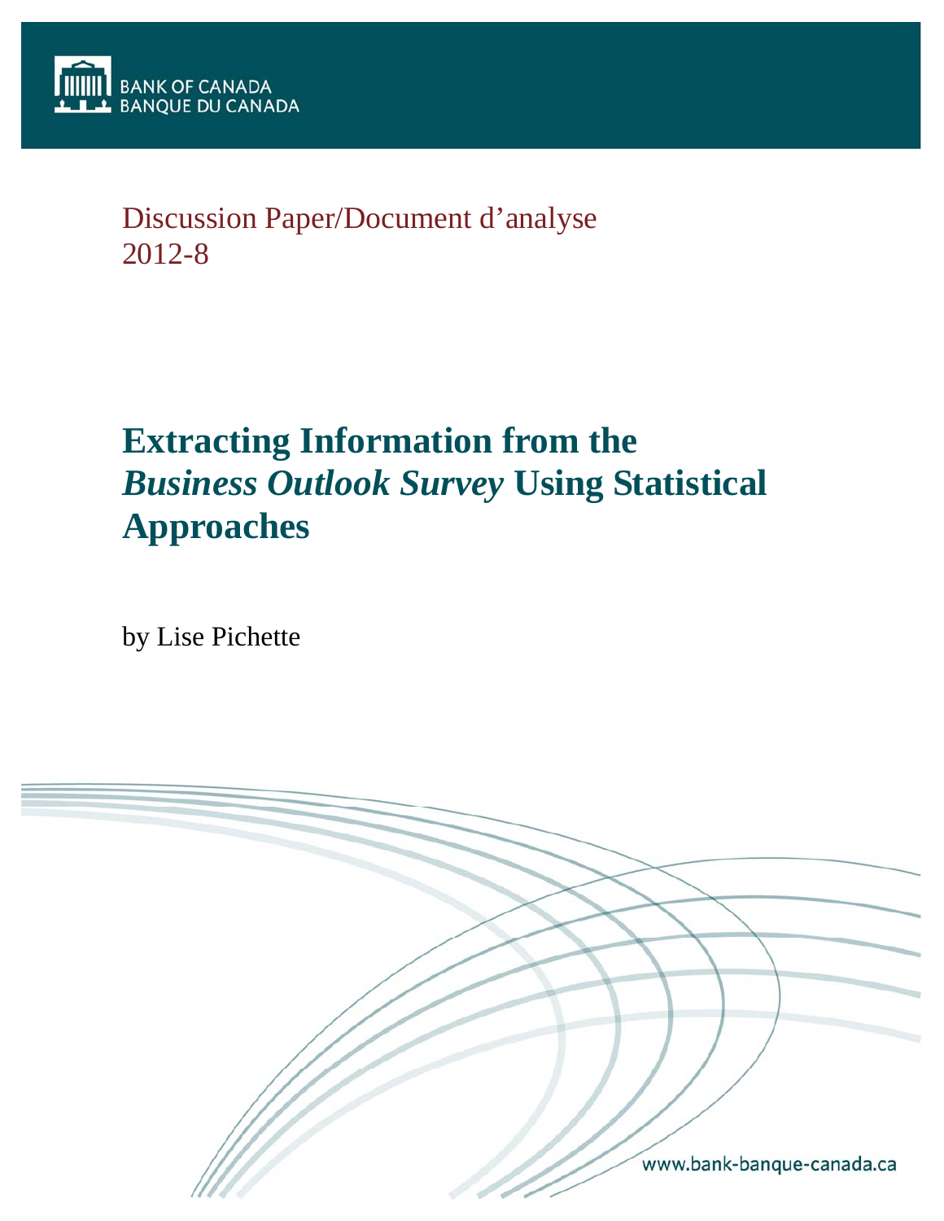BANK OF CANADA
BANQUE DU CANADA

Discussion Paper/Document d'analyse
2012-8

# Extracting Information from the *Business Outlook Survey* Using Statistical Approaches

by Lise Pichette

www.bank-banque-canada.ca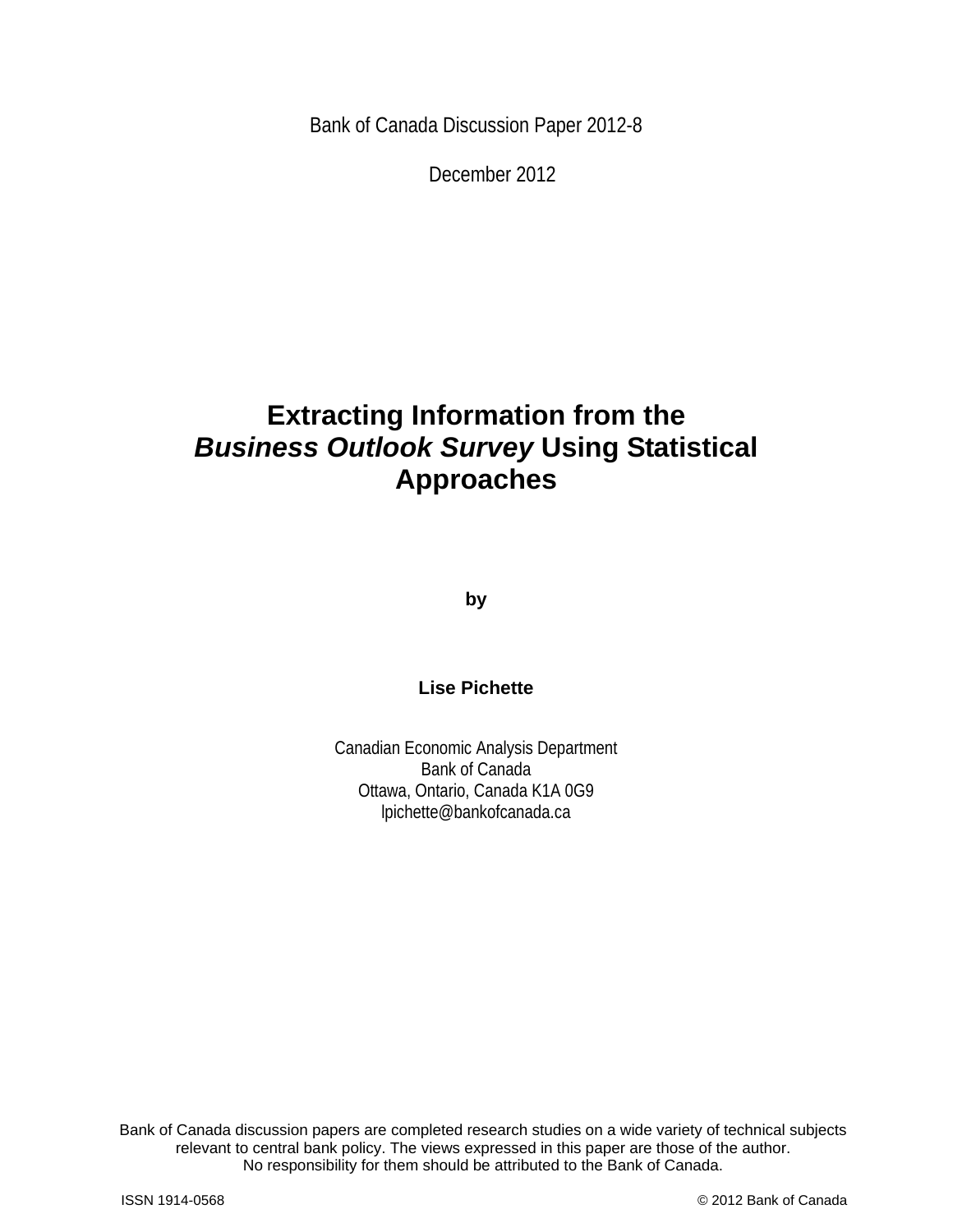Bank of Canada Discussion Paper 2012-8

December 2012

# Extracting Information from the *Business Outlook Survey* Using Statistical Approaches

**by**

**Lise Pichette**

Canadian Economic Analysis Department
Bank of Canada
Ottawa, Ontario, Canada K1A 0G9
lpichette@bankofcanada.ca

Bank of Canada discussion papers are completed research studies on a wide variety of technical subjects relevant to central bank policy. The views expressed in this paper are those of the author.
No responsibility for them should be attributed to the Bank of Canada.

ISSN 1914-0568 © 2012 Bank of Canada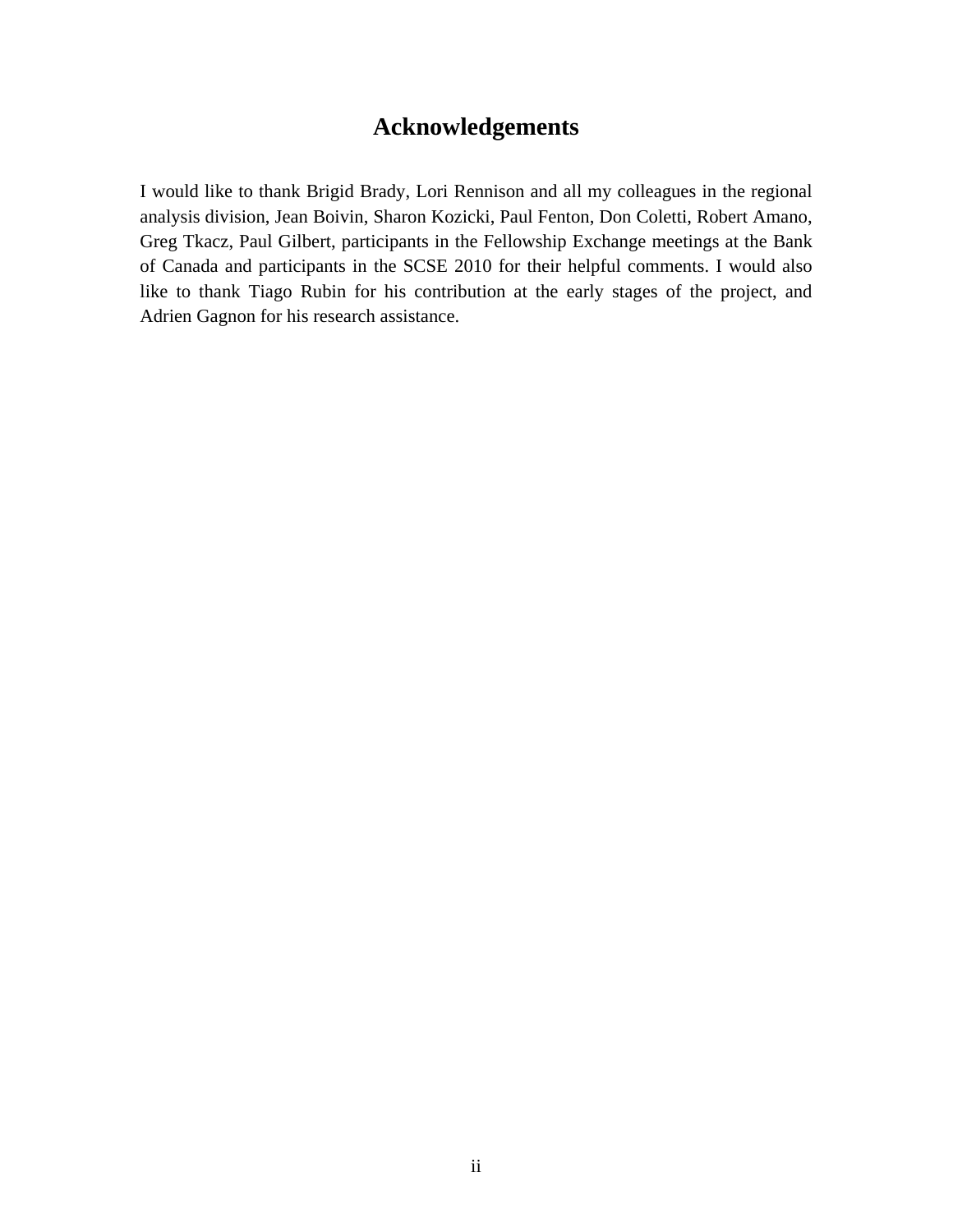# Acknowledgements

I would like to thank Brigid Brady, Lori Rennison and all my colleagues in the regional analysis division, Jean Boivin, Sharon Kozicki, Paul Fenton, Don Coletti, Robert Amano, Greg Tkacz, Paul Gilbert, participants in the Fellowship Exchange meetings at the Bank of Canada and participants in the SCSE 2010 for their helpful comments. I would also like to thank Tiago Rubin for his contribution at the early stages of the project, and Adrien Gagnon for his research assistance.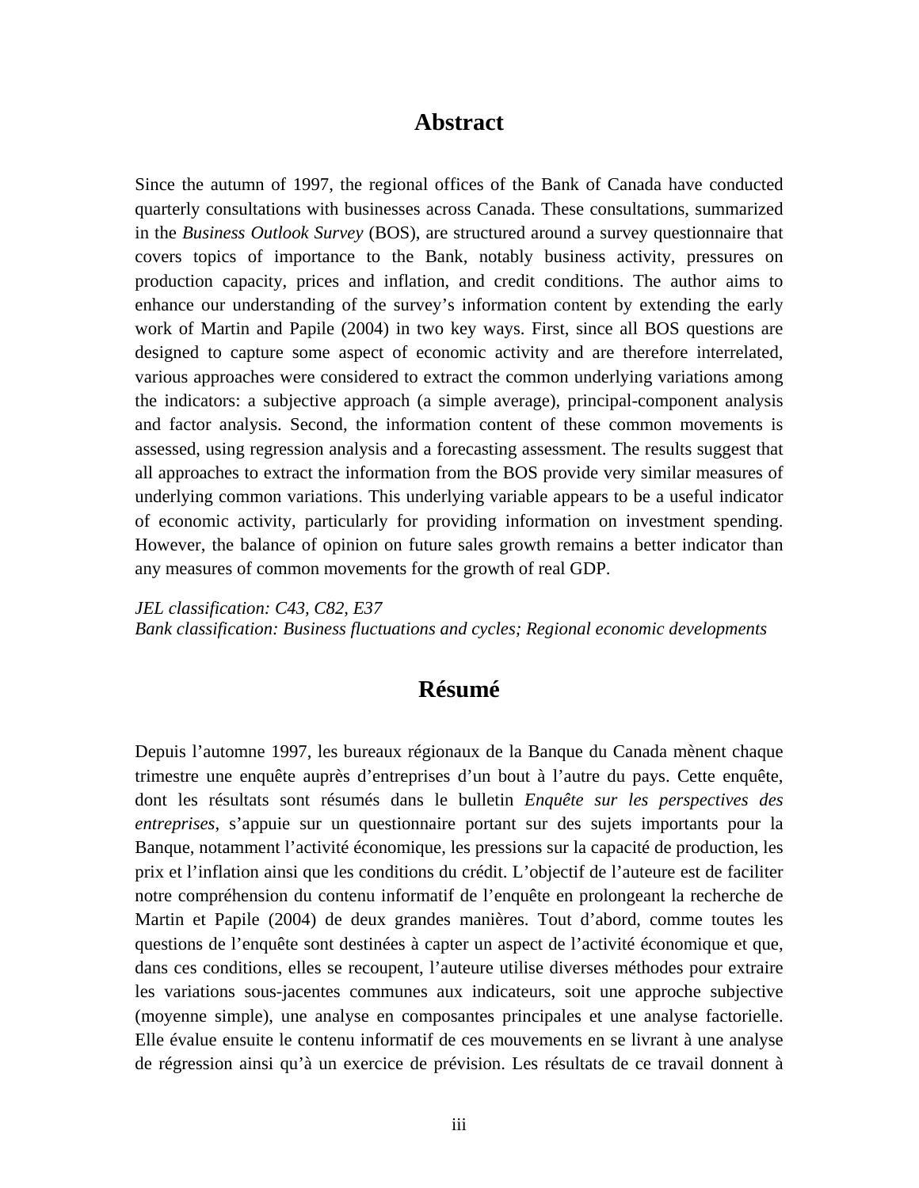## Abstract

Since the autumn of 1997, the regional offices of the Bank of Canada have conducted quarterly consultations with businesses across Canada. These consultations, summarized in the *Business Outlook Survey* (BOS), are structured around a survey questionnaire that covers topics of importance to the Bank, notably business activity, pressures on production capacity, prices and inflation, and credit conditions. The author aims to enhance our understanding of the survey's information content by extending the early work of Martin and Papile (2004) in two key ways. First, since all BOS questions are designed to capture some aspect of economic activity and are therefore interrelated, various approaches were considered to extract the common underlying variations among the indicators: a subjective approach (a simple average), principal-component analysis and factor analysis. Second, the information content of these common movements is assessed, using regression analysis and a forecasting assessment. The results suggest that all approaches to extract the information from the BOS provide very similar measures of underlying common variations. This underlying variable appears to be a useful indicator of economic activity, particularly for providing information on investment spending. However, the balance of opinion on future sales growth remains a better indicator than any measures of common movements for the growth of real GDP.

*JEL classification: C43, C82, E37*
*Bank classification: Business fluctuations and cycles; Regional economic developments*

## Résumé

Depuis l'automne 1997, les bureaux régionaux de la Banque du Canada mènent chaque trimestre une enquête auprès d'entreprises d'un bout à l'autre du pays. Cette enquête, dont les résultats sont résumés dans le bulletin *Enquête sur les perspectives des entreprises*, s'appuie sur un questionnaire portant sur des sujets importants pour la Banque, notamment l'activité économique, les pressions sur la capacité de production, les prix et l'inflation ainsi que les conditions du crédit. L'objectif de l'auteure est de faciliter notre compréhension du contenu informatif de l'enquête en prolongeant la recherche de Martin et Papile (2004) de deux grandes manières. Tout d'abord, comme toutes les questions de l'enquête sont destinées à capter un aspect de l'activité économique et que, dans ces conditions, elles se recoupent, l'auteure utilise diverses méthodes pour extraire les variations sous-jacentes communes aux indicateurs, soit une approche subjective (moyenne simple), une analyse en composantes principales et une analyse factorielle. Elle évalue ensuite le contenu informatif de ces mouvements en se livrant à une analyse de régression ainsi qu'à un exercice de prévision. Les résultats de ce travail donnent à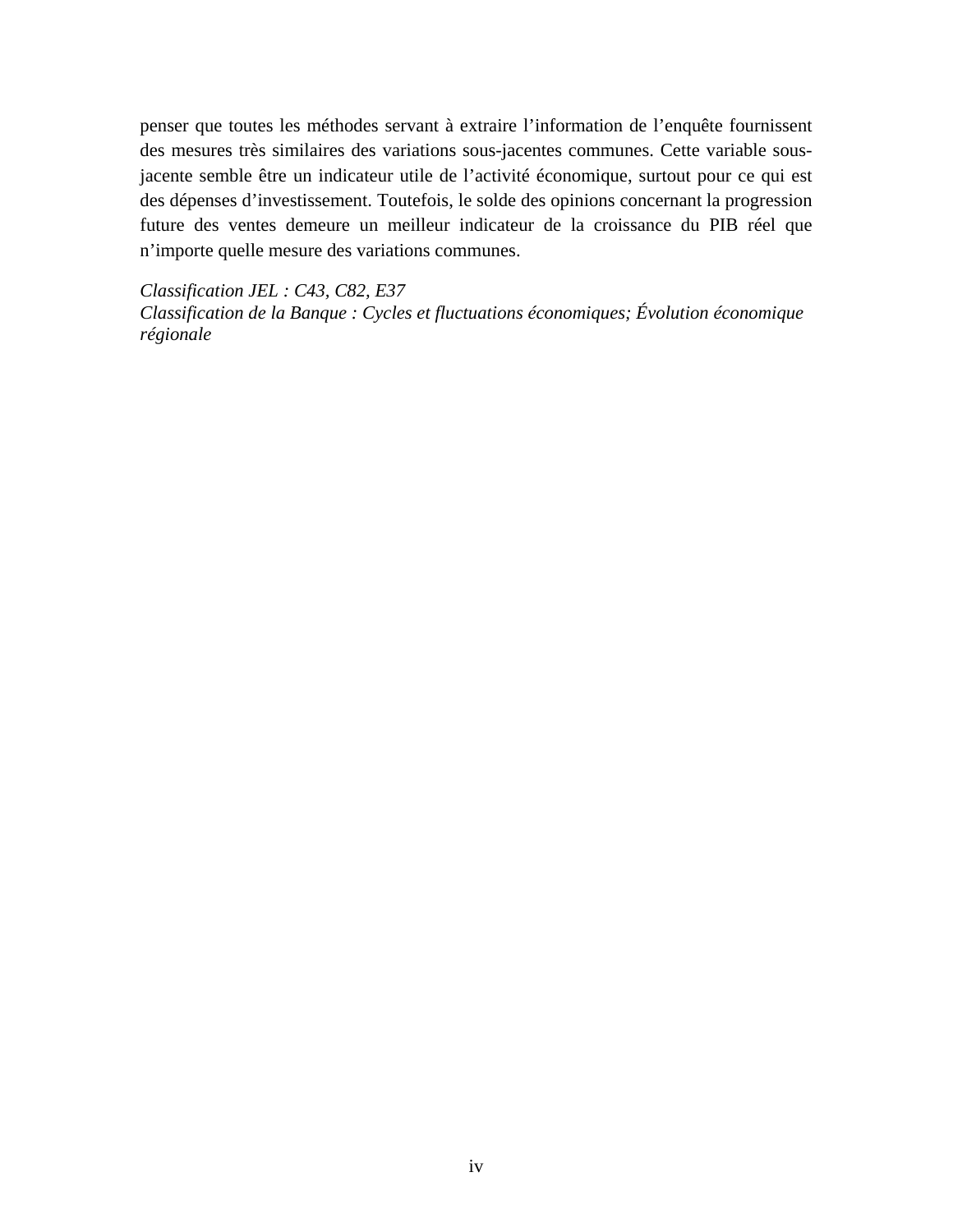penser que toutes les méthodes servant à extraire l'information de l'enquête fournissent des mesures très similaires des variations sous-jacentes communes. Cette variable sous-jacente semble être un indicateur utile de l'activité économique, surtout pour ce qui est des dépenses d'investissement. Toutefois, le solde des opinions concernant la progression future des ventes demeure un meilleur indicateur de la croissance du PIB réel que n'importe quelle mesure des variations communes.

*Classification JEL : C43, C82, E37*
*Classification de la Banque : Cycles et fluctuations économiques; Évolution économique régionale*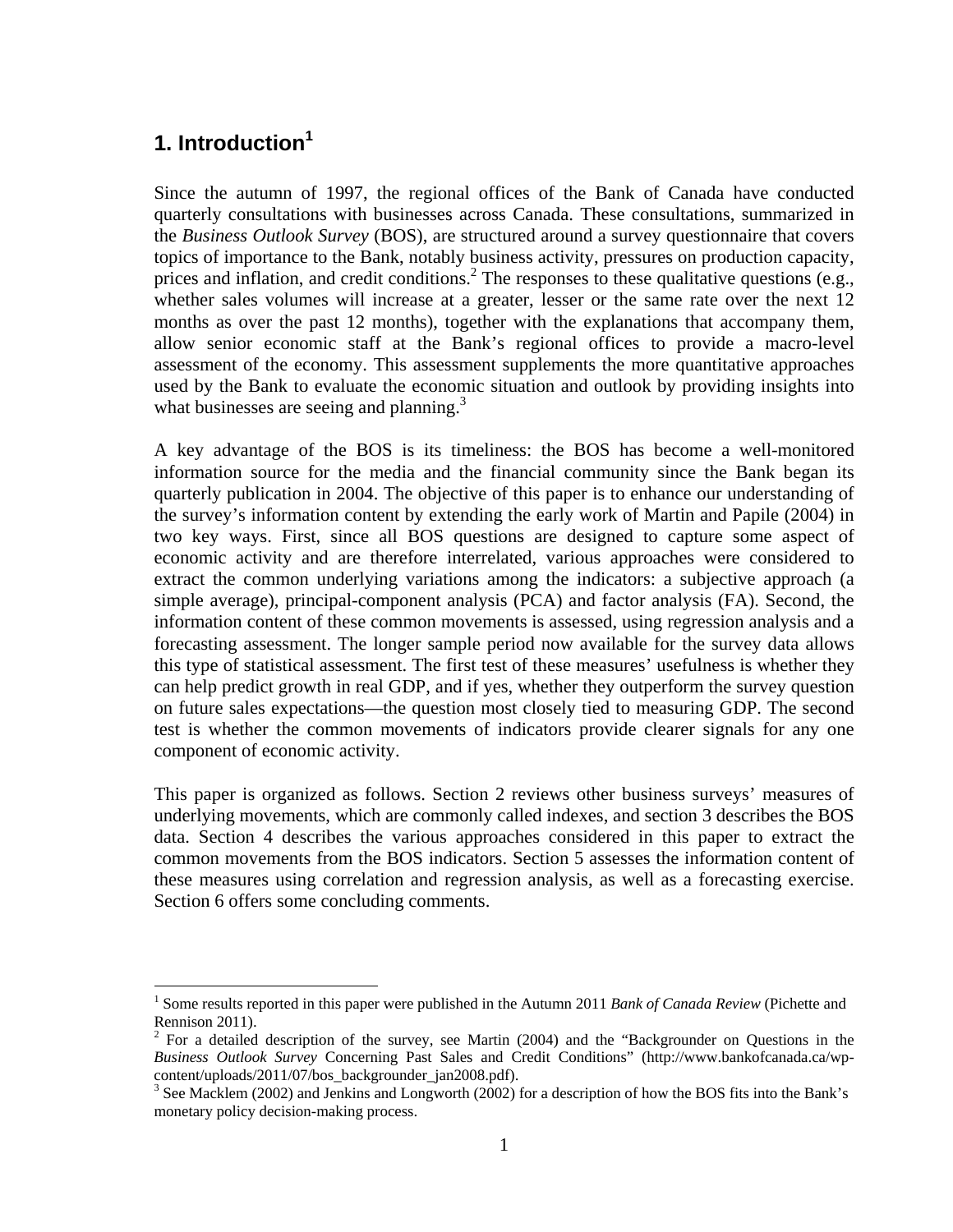# 1. Introduction[1]

Since the autumn of 1997, the regional offices of the Bank of Canada have conducted quarterly consultations with businesses across Canada. These consultations, summarized in the *Business Outlook Survey* (BOS), are structured around a survey questionnaire that covers topics of importance to the Bank, notably business activity, pressures on production capacity, prices and inflation, and credit conditions.[2] The responses to these qualitative questions (e.g., whether sales volumes will increase at a greater, lesser or the same rate over the next 12 months as over the past 12 months), together with the explanations that accompany them, allow senior economic staff at the Bank's regional offices to provide a macro-level assessment of the economy. This assessment supplements the more quantitative approaches used by the Bank to evaluate the economic situation and outlook by providing insights into what businesses are seeing and planning.[3]

A key advantage of the BOS is its timeliness: the BOS has become a well-monitored information source for the media and the financial community since the Bank began its quarterly publication in 2004. The objective of this paper is to enhance our understanding of the survey's information content by extending the early work of Martin and Papile (2004) in two key ways. First, since all BOS questions are designed to capture some aspect of economic activity and are therefore interrelated, various approaches were considered to extract the common underlying variations among the indicators: a subjective approach (a simple average), principal-component analysis (PCA) and factor analysis (FA). Second, the information content of these common movements is assessed, using regression analysis and a forecasting assessment. The longer sample period now available for the survey data allows this type of statistical assessment. The first test of these measures' usefulness is whether they can help predict growth in real GDP, and if yes, whether they outperform the survey question on future sales expectations—the question most closely tied to measuring GDP. The second test is whether the common movements of indicators provide clearer signals for any one component of economic activity.

This paper is organized as follows. Section 2 reviews other business surveys' measures of underlying movements, which are commonly called indexes, and section 3 describes the BOS data. Section 4 describes the various approaches considered in this paper to extract the common movements from the BOS indicators. Section 5 assesses the information content of these measures using correlation and regression analysis, as well as a forecasting exercise. Section 6 offers some concluding comments.

---

[1] Some results reported in this paper were published in the Autumn 2011 *Bank of Canada Review* (Pichette and Rennison 2011).

[2] For a detailed description of the survey, see Martin (2004) and the "Backgrounder on Questions in the *Business Outlook Survey* Concerning Past Sales and Credit Conditions" (http://www.bankofcanada.ca/wp-content/uploads/2011/07/bos_backgrounder_jan2008.pdf).

[3] See Macklem (2002) and Jenkins and Longworth (2002) for a description of how the BOS fits into the Bank's monetary policy decision-making process.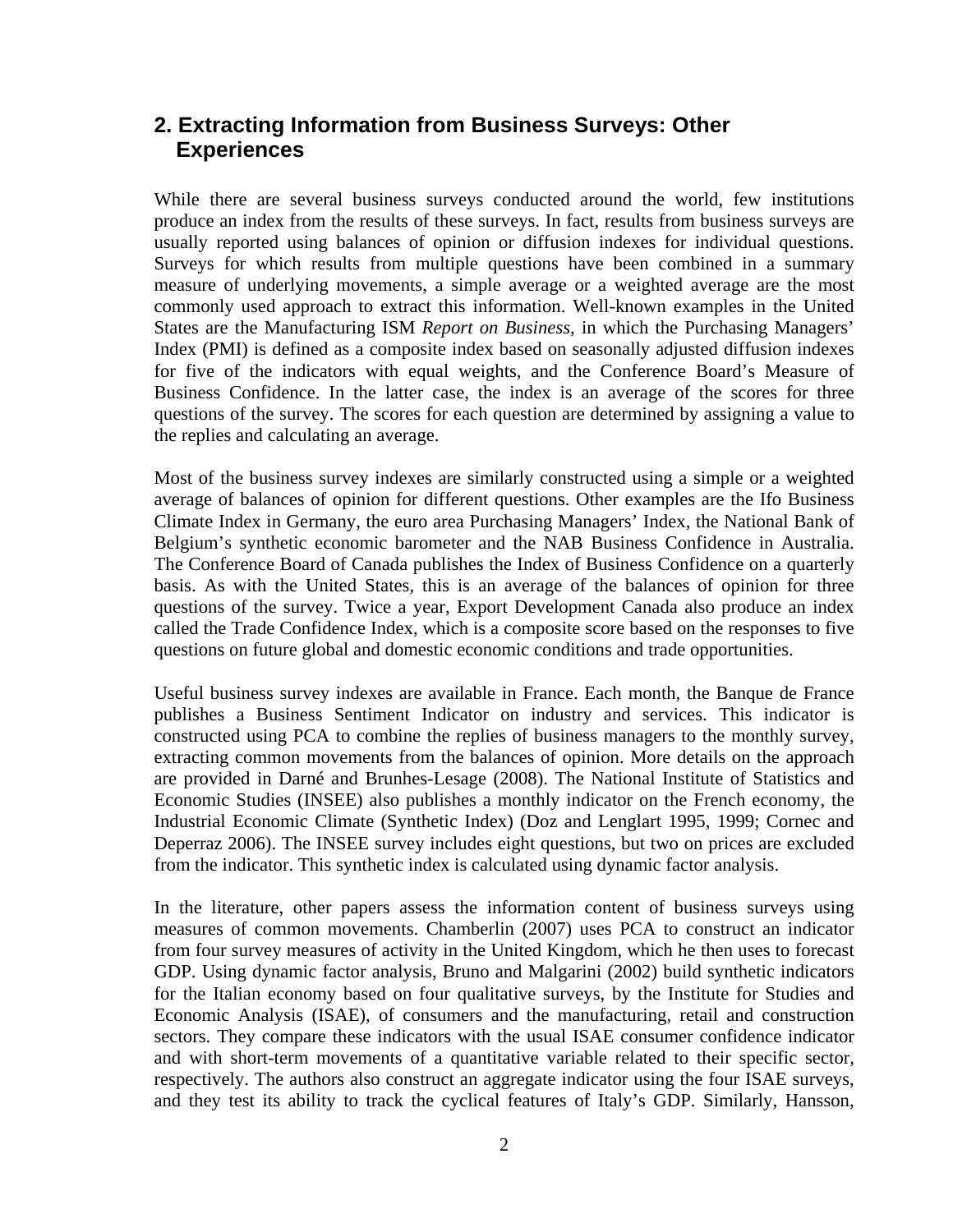## 2. Extracting Information from Business Surveys: Other Experiences

While there are several business surveys conducted around the world, few institutions produce an index from the results of these surveys. In fact, results from business surveys are usually reported using balances of opinion or diffusion indexes for individual questions. Surveys for which results from multiple questions have been combined in a summary measure of underlying movements, a simple average or a weighted average are the most commonly used approach to extract this information. Well-known examples in the United States are the Manufacturing ISM *Report on Business*, in which the Purchasing Managers' Index (PMI) is defined as a composite index based on seasonally adjusted diffusion indexes for five of the indicators with equal weights, and the Conference Board's Measure of Business Confidence. In the latter case, the index is an average of the scores for three questions of the survey. The scores for each question are determined by assigning a value to the replies and calculating an average.

Most of the business survey indexes are similarly constructed using a simple or a weighted average of balances of opinion for different questions. Other examples are the Ifo Business Climate Index in Germany, the euro area Purchasing Managers' Index, the National Bank of Belgium's synthetic economic barometer and the NAB Business Confidence in Australia. The Conference Board of Canada publishes the Index of Business Confidence on a quarterly basis. As with the United States, this is an average of the balances of opinion for three questions of the survey. Twice a year, Export Development Canada also produce an index called the Trade Confidence Index, which is a composite score based on the responses to five questions on future global and domestic economic conditions and trade opportunities.

Useful business survey indexes are available in France. Each month, the Banque de France publishes a Business Sentiment Indicator on industry and services. This indicator is constructed using PCA to combine the replies of business managers to the monthly survey, extracting common movements from the balances of opinion. More details on the approach are provided in Darné and Brunhes-Lesage (2008). The National Institute of Statistics and Economic Studies (INSEE) also publishes a monthly indicator on the French economy, the Industrial Economic Climate (Synthetic Index) (Doz and Lenglart 1995, 1999; Cornec and Deperraz 2006). The INSEE survey includes eight questions, but two on prices are excluded from the indicator. This synthetic index is calculated using dynamic factor analysis.

In the literature, other papers assess the information content of business surveys using measures of common movements. Chamberlin (2007) uses PCA to construct an indicator from four survey measures of activity in the United Kingdom, which he then uses to forecast GDP. Using dynamic factor analysis, Bruno and Malgarini (2002) build synthetic indicators for the Italian economy based on four qualitative surveys, by the Institute for Studies and Economic Analysis (ISAE), of consumers and the manufacturing, retail and construction sectors. They compare these indicators with the usual ISAE consumer confidence indicator and with short-term movements of a quantitative variable related to their specific sector, respectively. The authors also construct an aggregate indicator using the four ISAE surveys, and they test its ability to track the cyclical features of Italy's GDP. Similarly, Hansson,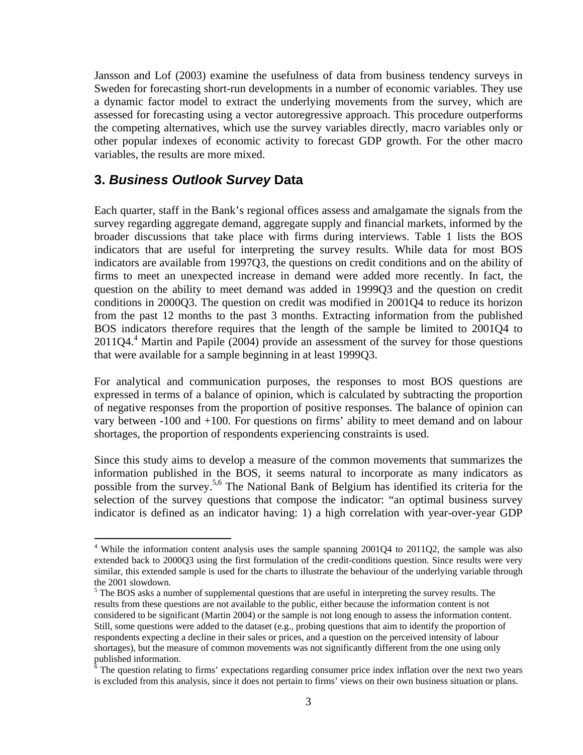Jansson and Lof (2003) examine the usefulness of data from business tendency surveys in Sweden for forecasting short-run developments in a number of economic variables. They use a dynamic factor model to extract the underlying movements from the survey, which are assessed for forecasting using a vector autoregressive approach. This procedure outperforms the competing alternatives, which use the survey variables directly, macro variables only or other popular indexes of economic activity to forecast GDP growth. For the other macro variables, the results are more mixed.

## 3. *Business Outlook Survey* Data

Each quarter, staff in the Bank's regional offices assess and amalgamate the signals from the survey regarding aggregate demand, aggregate supply and financial markets, informed by the broader discussions that take place with firms during interviews. Table 1 lists the BOS indicators that are useful for interpreting the survey results. While data for most BOS indicators are available from 1997Q3, the questions on credit conditions and on the ability of firms to meet an unexpected increase in demand were added more recently. In fact, the question on the ability to meet demand was added in 1999Q3 and the question on credit conditions in 2000Q3. The question on credit was modified in 2001Q4 to reduce its horizon from the past 12 months to the past 3 months. Extracting information from the published BOS indicators therefore requires that the length of the sample be limited to 2001Q4 to 2011Q4.[4] Martin and Papile (2004) provide an assessment of the survey for those questions that were available for a sample beginning in at least 1999Q3.

For analytical and communication purposes, the responses to most BOS questions are expressed in terms of a balance of opinion, which is calculated by subtracting the proportion of negative responses from the proportion of positive responses. The balance of opinion can vary between -100 and +100. For questions on firms' ability to meet demand and on labour shortages, the proportion of respondents experiencing constraints is used.

Since this study aims to develop a measure of the common movements that summarizes the information published in the BOS, it seems natural to incorporate as many indicators as possible from the survey.[5,6] The National Bank of Belgium has identified its criteria for the selection of the survey questions that compose the indicator: "an optimal business survey indicator is defined as an indicator having: 1) a high correlation with year-over-year GDP

---

[4] While the information content analysis uses the sample spanning 2001Q4 to 2011Q2, the sample was also extended back to 2000Q3 using the first formulation of the credit-conditions question. Since results were very similar, this extended sample is used for the charts to illustrate the behaviour of the underlying variable through the 2001 slowdown.

[5] The BOS asks a number of supplemental questions that are useful in interpreting the survey results. The results from these questions are not available to the public, either because the information content is not considered to be significant (Martin 2004) or the sample is not long enough to assess the information content. Still, some questions were added to the dataset (e.g., probing questions that aim to identify the proportion of respondents expecting a decline in their sales or prices, and a question on the perceived intensity of labour shortages), but the measure of common movements was not significantly different from the one using only published information.

[6] The question relating to firms' expectations regarding consumer price index inflation over the next two years is excluded from this analysis, since it does not pertain to firms' views on their own business situation or plans.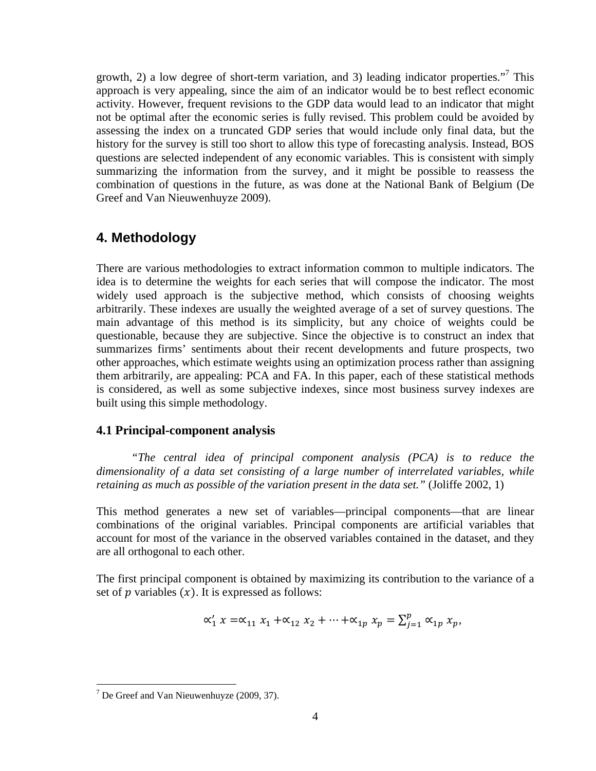growth, 2) a low degree of short-term variation, and 3) leading indicator properties."[7] This approach is very appealing, since the aim of an indicator would be to best reflect economic activity. However, frequent revisions to the GDP data would lead to an indicator that might not be optimal after the economic series is fully revised. This problem could be avoided by assessing the index on a truncated GDP series that would include only final data, but the history for the survey is still too short to allow this type of forecasting analysis. Instead, BOS questions are selected independent of any economic variables. This is consistent with simply summarizing the information from the survey, and it might be possible to reassess the combination of questions in the future, as was done at the National Bank of Belgium (De Greef and Van Nieuwenhuyze 2009).

## 4. Methodology

There are various methodologies to extract information common to multiple indicators. The idea is to determine the weights for each series that will compose the indicator. The most widely used approach is the subjective method, which consists of choosing weights arbitrarily. These indexes are usually the weighted average of a set of survey questions. The main advantage of this method is its simplicity, but any choice of weights could be questionable, because they are subjective. Since the objective is to construct an index that summarizes firms' sentiments about their recent developments and future prospects, two other approaches, which estimate weights using an optimization process rather than assigning them arbitrarily, are appealing: PCA and FA. In this paper, each of these statistical methods is considered, as well as some subjective indexes, since most business survey indexes are built using this simple methodology.

### 4.1 Principal-component analysis

*"The central idea of principal component analysis (PCA) is to reduce the dimensionality of a data set consisting of a large number of interrelated variables, while retaining as much as possible of the variation present in the data set."* (Joliffe 2002, 1)

This method generates a new set of variables—principal components—that are linear combinations of the original variables. Principal components are artificial variables that account for most of the variance in the observed variables contained in the dataset, and they are all orthogonal to each other.

The first principal component is obtained by maximizing its contribution to the variance of a set of $p$ variables $(x)$. It is expressed as follows:

$$\propto_1' x = \propto_{11} x_1 + \propto_{12} x_2 + \cdots + \propto_{1p} x_p = \sum_{j=1}^{p} \propto_{1p} x_p,$$

[7] De Greef and Van Nieuwenhuyze (2009, 37).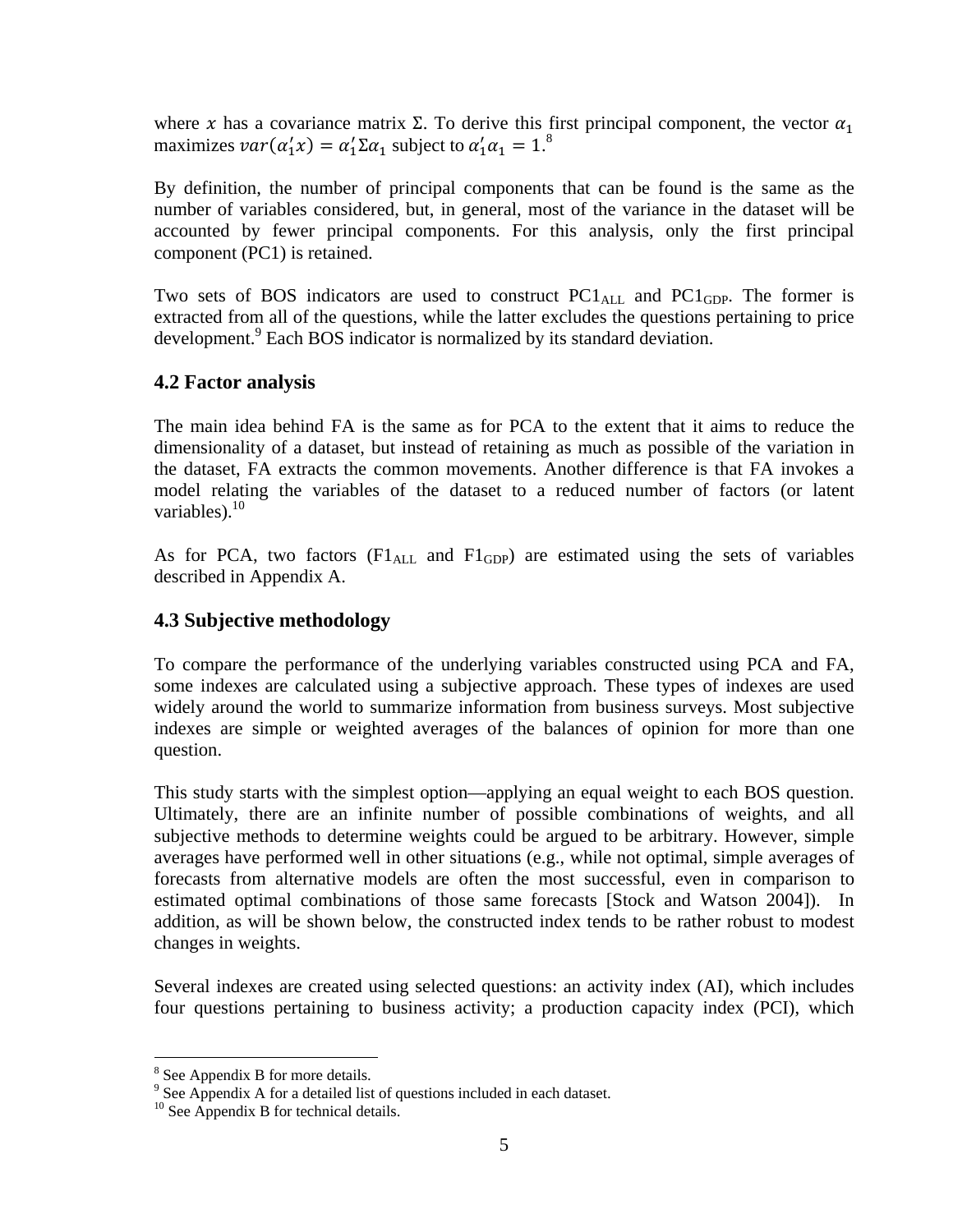where $x$ has a covariance matrix $\Sigma$. To derive this first principal component, the vector $\alpha_1$ maximizes $var(\alpha_1'x) = \alpha_1'\Sigma\alpha_1$ subject to $\alpha_1'\alpha_1 = 1$.[8]

By definition, the number of principal components that can be found is the same as the number of variables considered, but, in general, most of the variance in the dataset will be accounted by fewer principal components. For this analysis, only the first principal component (PC1) is retained.

Two sets of BOS indicators are used to construct $PC1_{ALL}$ and $PC1_{GDP}$. The former is extracted from all of the questions, while the latter excludes the questions pertaining to price development.[9] Each BOS indicator is normalized by its standard deviation.

### 4.2 Factor analysis

The main idea behind FA is the same as for PCA to the extent that it aims to reduce the dimensionality of a dataset, but instead of retaining as much as possible of the variation in the dataset, FA extracts the common movements. Another difference is that FA invokes a model relating the variables of the dataset to a reduced number of factors (or latent variables).[10]

As for PCA, two factors ($F1_{ALL}$ and $F1_{GDP}$) are estimated using the sets of variables described in Appendix A.

### 4.3 Subjective methodology

To compare the performance of the underlying variables constructed using PCA and FA, some indexes are calculated using a subjective approach. These types of indexes are used widely around the world to summarize information from business surveys. Most subjective indexes are simple or weighted averages of the balances of opinion for more than one question.

This study starts with the simplest option—applying an equal weight to each BOS question. Ultimately, there are an infinite number of possible combinations of weights, and all subjective methods to determine weights could be argued to be arbitrary. However, simple averages have performed well in other situations (e.g., while not optimal, simple averages of forecasts from alternative models are often the most successful, even in comparison to estimated optimal combinations of those same forecasts [Stock and Watson 2004]). In addition, as will be shown below, the constructed index tends to be rather robust to modest changes in weights.

Several indexes are created using selected questions: an activity index (AI), which includes four questions pertaining to business activity; a production capacity index (PCI), which

[8] See Appendix B for more details.
[9] See Appendix A for a detailed list of questions included in each dataset.
[10] See Appendix B for technical details.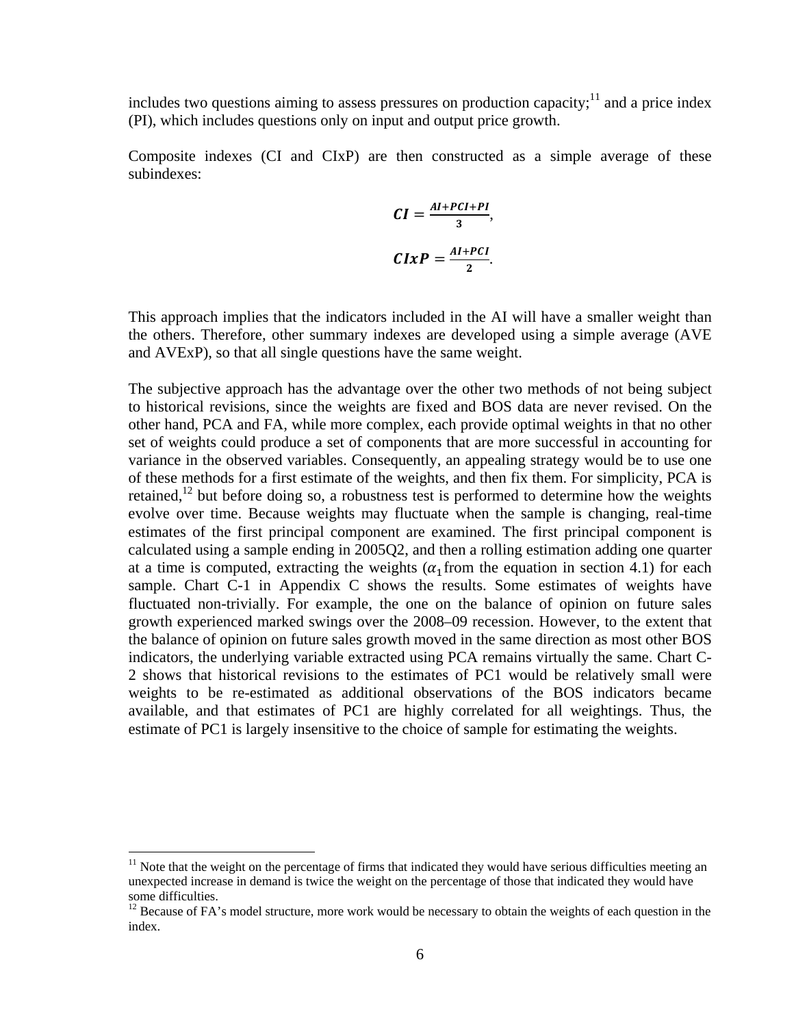includes two questions aiming to assess pressures on production capacity;[11] and a price index (PI), which includes questions only on input and output price growth.

Composite indexes (CI and CIxP) are then constructed as a simple average of these subindexes:

$$\boldsymbol{CI} = \frac{\boldsymbol{AI+PCI+PI}}{\boldsymbol{3}},$$

$$\boldsymbol{CIxP} = \frac{\boldsymbol{AI+PCI}}{\boldsymbol{2}}.$$

This approach implies that the indicators included in the AI will have a smaller weight than the others. Therefore, other summary indexes are developed using a simple average (AVE and AVExP), so that all single questions have the same weight.

The subjective approach has the advantage over the other two methods of not being subject to historical revisions, since the weights are fixed and BOS data are never revised. On the other hand, PCA and FA, while more complex, each provide optimal weights in that no other set of weights could produce a set of components that are more successful in accounting for variance in the observed variables. Consequently, an appealing strategy would be to use one of these methods for a first estimate of the weights, and then fix them. For simplicity, PCA is retained,[12] but before doing so, a robustness test is performed to determine how the weights evolve over time. Because weights may fluctuate when the sample is changing, real-time estimates of the first principal component are examined. The first principal component is calculated using a sample ending in 2005Q2, and then a rolling estimation adding one quarter at a time is computed, extracting the weights ($\alpha_1$ from the equation in section 4.1) for each sample. Chart C-1 in Appendix C shows the results. Some estimates of weights have fluctuated non-trivially. For example, the one on the balance of opinion on future sales growth experienced marked swings over the 2008–09 recession. However, to the extent that the balance of opinion on future sales growth moved in the same direction as most other BOS indicators, the underlying variable extracted using PCA remains virtually the same. Chart C-2 shows that historical revisions to the estimates of PC1 would be relatively small were weights to be re-estimated as additional observations of the BOS indicators became available, and that estimates of PC1 are highly correlated for all weightings. Thus, the estimate of PC1 is largely insensitive to the choice of sample for estimating the weights.

[11] Note that the weight on the percentage of firms that indicated they would have serious difficulties meeting an unexpected increase in demand is twice the weight on the percentage of those that indicated they would have some difficulties.

[12] Because of FA's model structure, more work would be necessary to obtain the weights of each question in the index.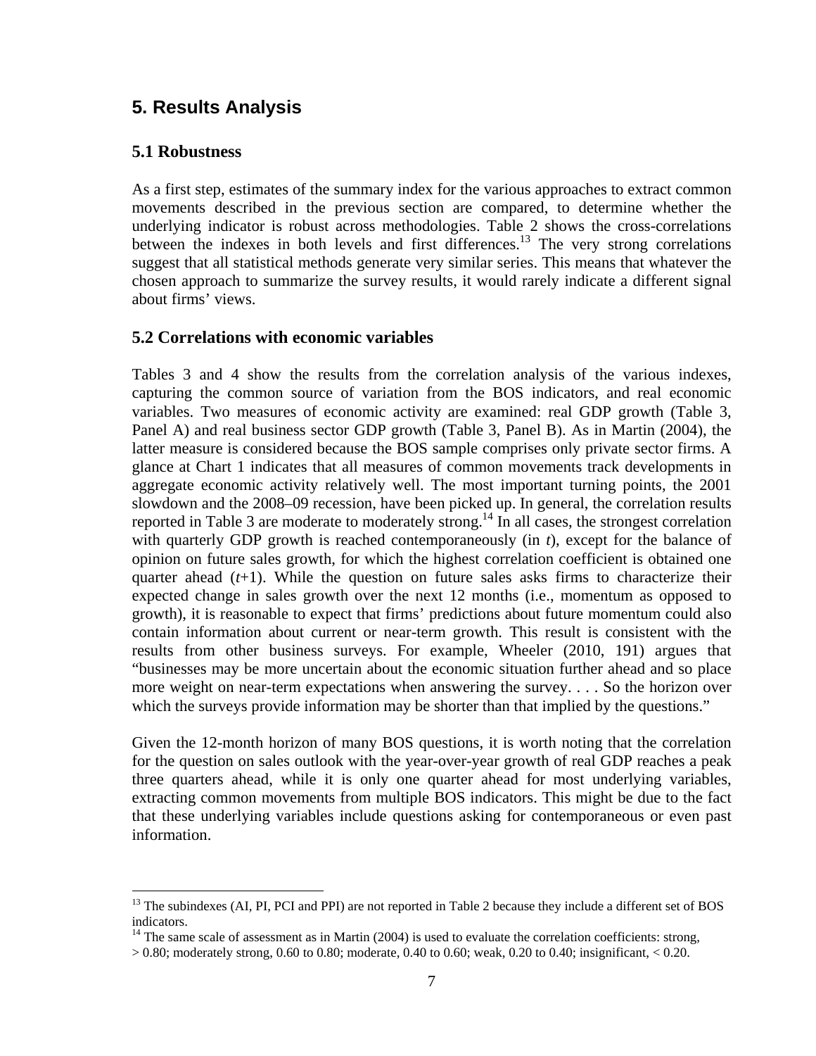## 5. Results Analysis

### 5.1 Robustness

As a first step, estimates of the summary index for the various approaches to extract common movements described in the previous section are compared, to determine whether the underlying indicator is robust across methodologies. Table 2 shows the cross-correlations between the indexes in both levels and first differences.[13] The very strong correlations suggest that all statistical methods generate very similar series. This means that whatever the chosen approach to summarize the survey results, it would rarely indicate a different signal about firms' views.

### 5.2 Correlations with economic variables

Tables 3 and 4 show the results from the correlation analysis of the various indexes, capturing the common source of variation from the BOS indicators, and real economic variables. Two measures of economic activity are examined: real GDP growth (Table 3, Panel A) and real business sector GDP growth (Table 3, Panel B). As in Martin (2004), the latter measure is considered because the BOS sample comprises only private sector firms. A glance at Chart 1 indicates that all measures of common movements track developments in aggregate economic activity relatively well. The most important turning points, the 2001 slowdown and the 2008–09 recession, have been picked up. In general, the correlation results reported in Table 3 are moderate to moderately strong.[14] In all cases, the strongest correlation with quarterly GDP growth is reached contemporaneously (in *t*), except for the balance of opinion on future sales growth, for which the highest correlation coefficient is obtained one quarter ahead (*t*+1). While the question on future sales asks firms to characterize their expected change in sales growth over the next 12 months (i.e., momentum as opposed to growth), it is reasonable to expect that firms' predictions about future momentum could also contain information about current or near-term growth. This result is consistent with the results from other business surveys. For example, Wheeler (2010, 191) argues that "businesses may be more uncertain about the economic situation further ahead and so place more weight on near-term expectations when answering the survey. . . . So the horizon over which the surveys provide information may be shorter than that implied by the questions."

Given the 12-month horizon of many BOS questions, it is worth noting that the correlation for the question on sales outlook with the year-over-year growth of real GDP reaches a peak three quarters ahead, while it is only one quarter ahead for most underlying variables, extracting common movements from multiple BOS indicators. This might be due to the fact that these underlying variables include questions asking for contemporaneous or even past information.

---

[13] The subindexes (AI, PI, PCI and PPI) are not reported in Table 2 because they include a different set of BOS indicators.

[14] The same scale of assessment as in Martin (2004) is used to evaluate the correlation coefficients: strong, > 0.80; moderately strong, 0.60 to 0.80; moderate, 0.40 to 0.60; weak, 0.20 to 0.40; insignificant, < 0.20.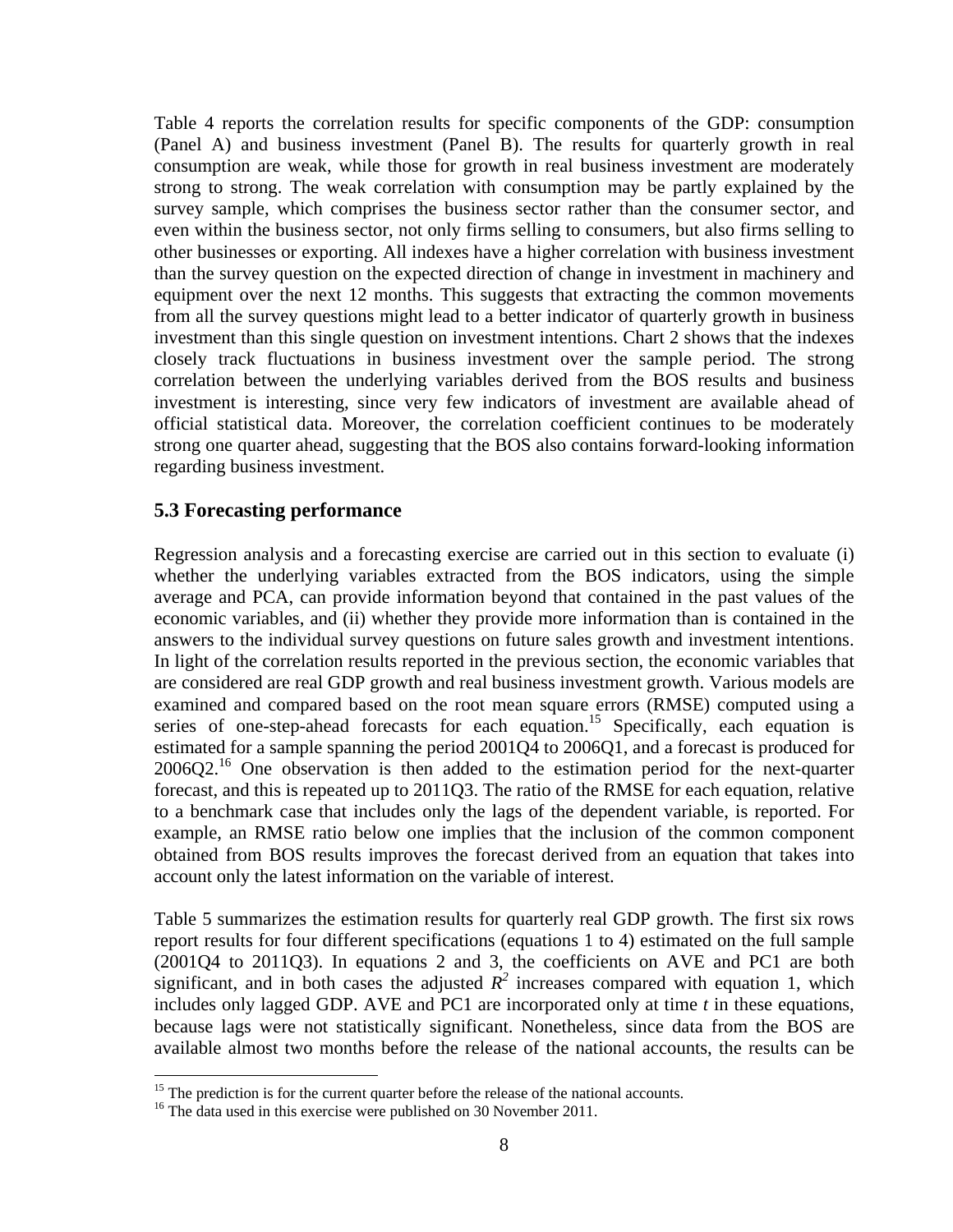Table 4 reports the correlation results for specific components of the GDP: consumption (Panel A) and business investment (Panel B). The results for quarterly growth in real consumption are weak, while those for growth in real business investment are moderately strong to strong. The weak correlation with consumption may be partly explained by the survey sample, which comprises the business sector rather than the consumer sector, and even within the business sector, not only firms selling to consumers, but also firms selling to other businesses or exporting. All indexes have a higher correlation with business investment than the survey question on the expected direction of change in investment in machinery and equipment over the next 12 months. This suggests that extracting the common movements from all the survey questions might lead to a better indicator of quarterly growth in business investment than this single question on investment intentions. Chart 2 shows that the indexes closely track fluctuations in business investment over the sample period. The strong correlation between the underlying variables derived from the BOS results and business investment is interesting, since very few indicators of investment are available ahead of official statistical data. Moreover, the correlation coefficient continues to be moderately strong one quarter ahead, suggesting that the BOS also contains forward-looking information regarding business investment.

### 5.3 Forecasting performance

Regression analysis and a forecasting exercise are carried out in this section to evaluate (i) whether the underlying variables extracted from the BOS indicators, using the simple average and PCA, can provide information beyond that contained in the past values of the economic variables, and (ii) whether they provide more information than is contained in the answers to the individual survey questions on future sales growth and investment intentions. In light of the correlation results reported in the previous section, the economic variables that are considered are real GDP growth and real business investment growth. Various models are examined and compared based on the root mean square errors (RMSE) computed using a series of one-step-ahead forecasts for each equation.[15] Specifically, each equation is estimated for a sample spanning the period 2001Q4 to 2006Q1, and a forecast is produced for 2006Q2.[16] One observation is then added to the estimation period for the next-quarter forecast, and this is repeated up to 2011Q3. The ratio of the RMSE for each equation, relative to a benchmark case that includes only the lags of the dependent variable, is reported. For example, an RMSE ratio below one implies that the inclusion of the common component obtained from BOS results improves the forecast derived from an equation that takes into account only the latest information on the variable of interest.

Table 5 summarizes the estimation results for quarterly real GDP growth. The first six rows report results for four different specifications (equations 1 to 4) estimated on the full sample (2001Q4 to 2011Q3). In equations 2 and 3, the coefficients on AVE and PC1 are both significant, and in both cases the adjusted $R^2$ increases compared with equation 1, which includes only lagged GDP. AVE and PC1 are incorporated only at time $t$ in these equations, because lags were not statistically significant. Nonetheless, since data from the BOS are available almost two months before the release of the national accounts, the results can be

[15] The prediction is for the current quarter before the release of the national accounts.

[16] The data used in this exercise were published on 30 November 2011.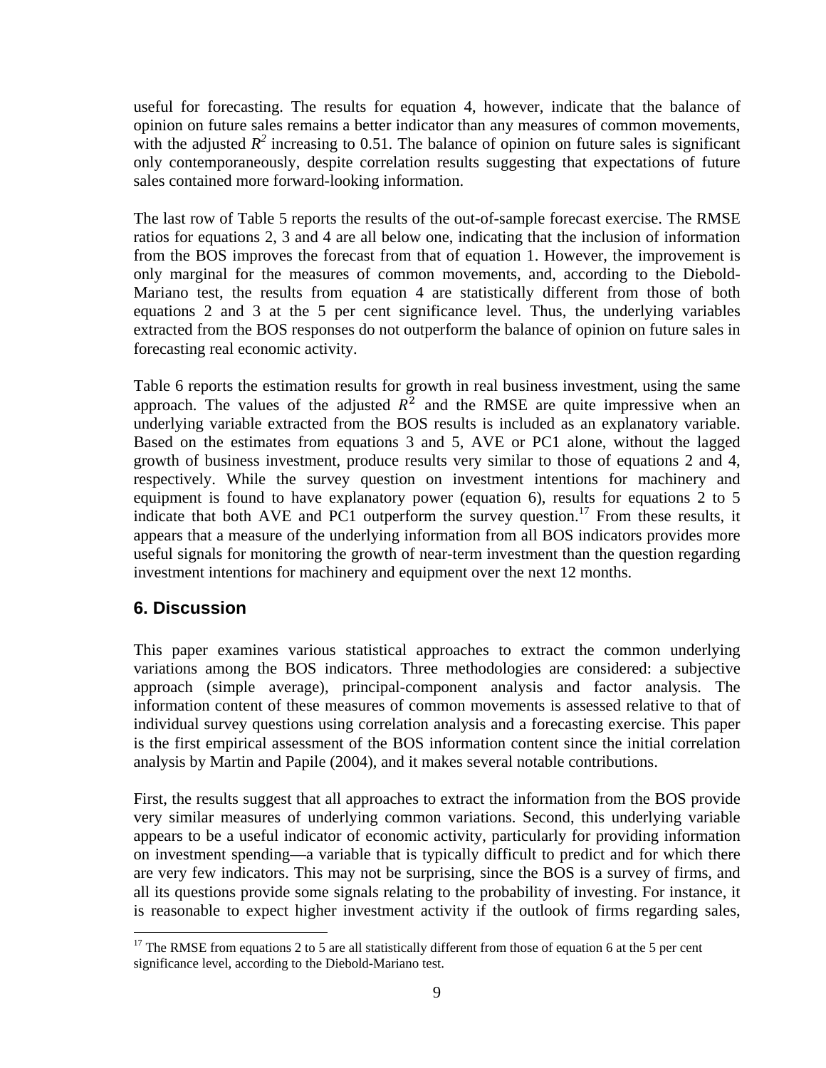useful for forecasting. The results for equation 4, however, indicate that the balance of opinion on future sales remains a better indicator than any measures of common movements, with the adjusted $R^2$ increasing to 0.51. The balance of opinion on future sales is significant only contemporaneously, despite correlation results suggesting that expectations of future sales contained more forward-looking information.

The last row of Table 5 reports the results of the out-of-sample forecast exercise. The RMSE ratios for equations 2, 3 and 4 are all below one, indicating that the inclusion of information from the BOS improves the forecast from that of equation 1. However, the improvement is only marginal for the measures of common movements, and, according to the Diebold-Mariano test, the results from equation 4 are statistically different from those of both equations 2 and 3 at the 5 per cent significance level. Thus, the underlying variables extracted from the BOS responses do not outperform the balance of opinion on future sales in forecasting real economic activity.

Table 6 reports the estimation results for growth in real business investment, using the same approach. The values of the adjusted $R^2$ and the RMSE are quite impressive when an underlying variable extracted from the BOS results is included as an explanatory variable. Based on the estimates from equations 3 and 5, AVE or PC1 alone, without the lagged growth of business investment, produce results very similar to those of equations 2 and 4, respectively. While the survey question on investment intentions for machinery and equipment is found to have explanatory power (equation 6), results for equations 2 to 5 indicate that both AVE and PC1 outperform the survey question.[17] From these results, it appears that a measure of the underlying information from all BOS indicators provides more useful signals for monitoring the growth of near-term investment than the question regarding investment intentions for machinery and equipment over the next 12 months.

## 6. Discussion

This paper examines various statistical approaches to extract the common underlying variations among the BOS indicators. Three methodologies are considered: a subjective approach (simple average), principal-component analysis and factor analysis. The information content of these measures of common movements is assessed relative to that of individual survey questions using correlation analysis and a forecasting exercise. This paper is the first empirical assessment of the BOS information content since the initial correlation analysis by Martin and Papile (2004), and it makes several notable contributions.

First, the results suggest that all approaches to extract the information from the BOS provide very similar measures of underlying common variations. Second, this underlying variable appears to be a useful indicator of economic activity, particularly for providing information on investment spending—a variable that is typically difficult to predict and for which there are very few indicators. This may not be surprising, since the BOS is a survey of firms, and all its questions provide some signals relating to the probability of investing. For instance, it is reasonable to expect higher investment activity if the outlook of firms regarding sales,

[17] The RMSE from equations 2 to 5 are all statistically different from those of equation 6 at the 5 per cent significance level, according to the Diebold-Mariano test.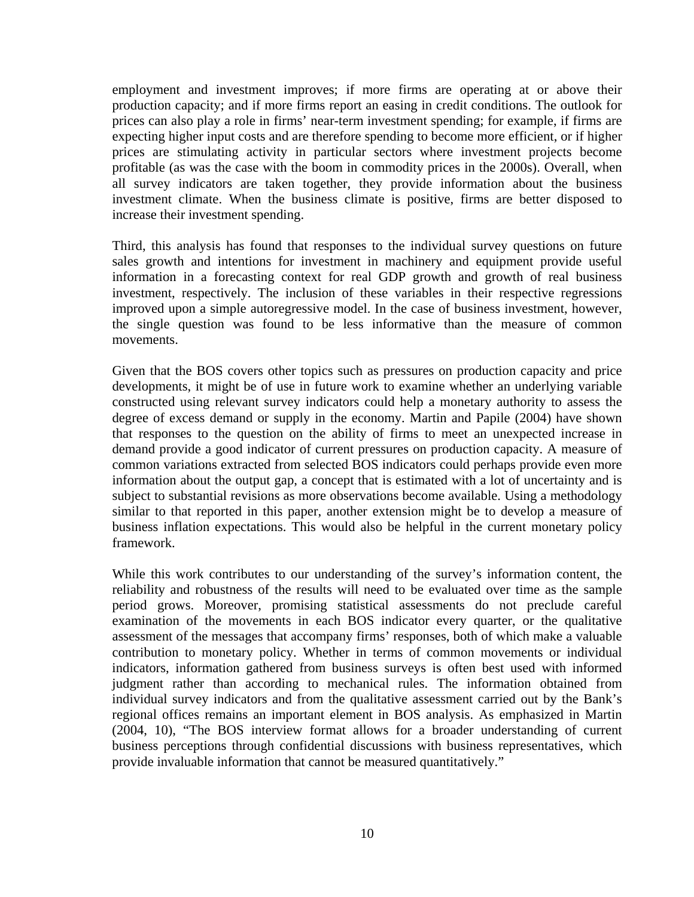employment and investment improves; if more firms are operating at or above their production capacity; and if more firms report an easing in credit conditions. The outlook for prices can also play a role in firms' near-term investment spending; for example, if firms are expecting higher input costs and are therefore spending to become more efficient, or if higher prices are stimulating activity in particular sectors where investment projects become profitable (as was the case with the boom in commodity prices in the 2000s). Overall, when all survey indicators are taken together, they provide information about the business investment climate. When the business climate is positive, firms are better disposed to increase their investment spending.

Third, this analysis has found that responses to the individual survey questions on future sales growth and intentions for investment in machinery and equipment provide useful information in a forecasting context for real GDP growth and growth of real business investment, respectively. The inclusion of these variables in their respective regressions improved upon a simple autoregressive model. In the case of business investment, however, the single question was found to be less informative than the measure of common movements.

Given that the BOS covers other topics such as pressures on production capacity and price developments, it might be of use in future work to examine whether an underlying variable constructed using relevant survey indicators could help a monetary authority to assess the degree of excess demand or supply in the economy. Martin and Papile (2004) have shown that responses to the question on the ability of firms to meet an unexpected increase in demand provide a good indicator of current pressures on production capacity. A measure of common variations extracted from selected BOS indicators could perhaps provide even more information about the output gap, a concept that is estimated with a lot of uncertainty and is subject to substantial revisions as more observations become available. Using a methodology similar to that reported in this paper, another extension might be to develop a measure of business inflation expectations. This would also be helpful in the current monetary policy framework.

While this work contributes to our understanding of the survey's information content, the reliability and robustness of the results will need to be evaluated over time as the sample period grows. Moreover, promising statistical assessments do not preclude careful examination of the movements in each BOS indicator every quarter, or the qualitative assessment of the messages that accompany firms' responses, both of which make a valuable contribution to monetary policy. Whether in terms of common movements or individual indicators, information gathered from business surveys is often best used with informed judgment rather than according to mechanical rules. The information obtained from individual survey indicators and from the qualitative assessment carried out by the Bank's regional offices remains an important element in BOS analysis. As emphasized in Martin (2004, 10), "The BOS interview format allows for a broader understanding of current business perceptions through confidential discussions with business representatives, which provide invaluable information that cannot be measured quantitatively."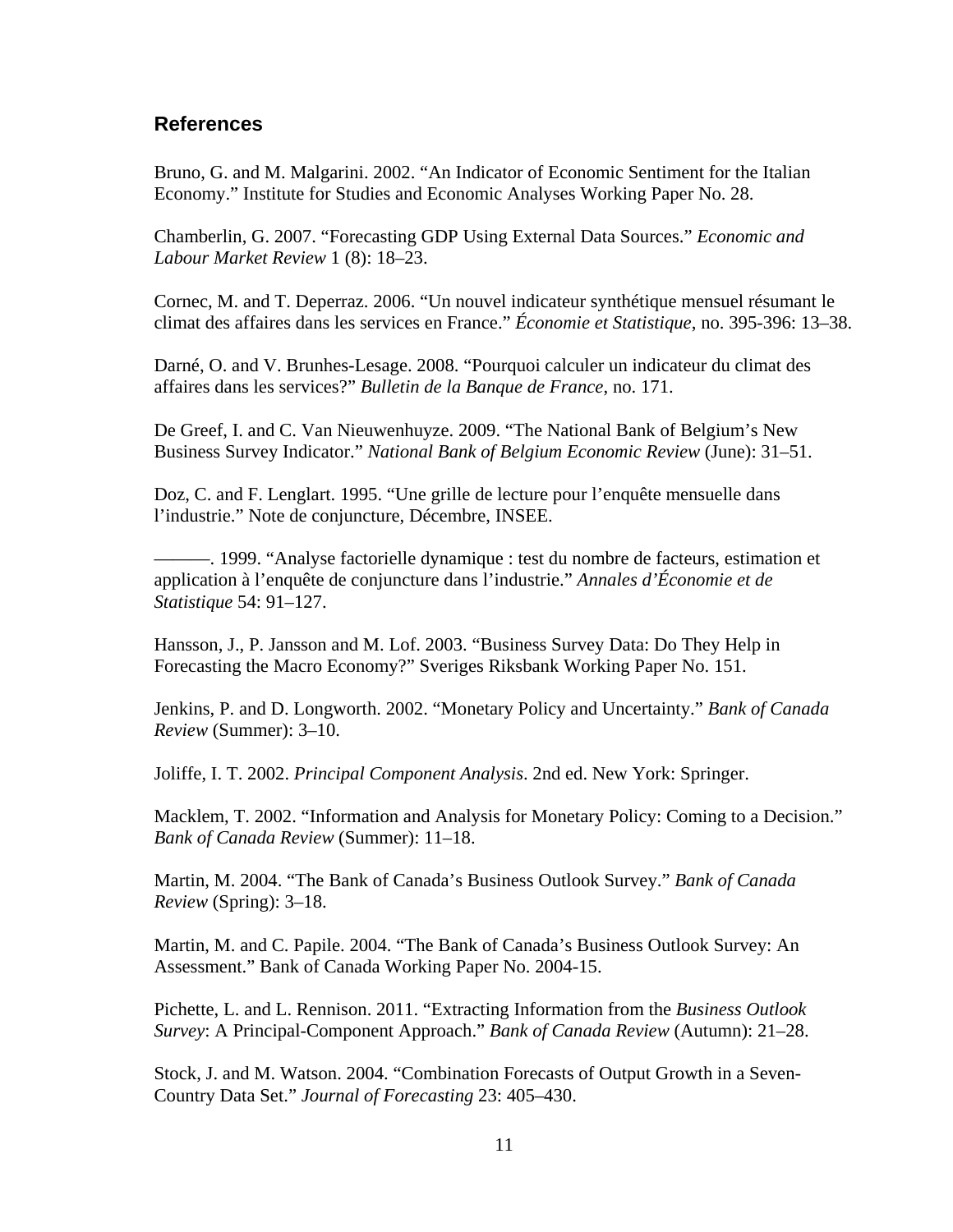## References

Bruno, G. and M. Malgarini. 2002. “An Indicator of Economic Sentiment for the Italian Economy.” Institute for Studies and Economic Analyses Working Paper No. 28.

Chamberlin, G. 2007. “Forecasting GDP Using External Data Sources.” *Economic and Labour Market Review* 1 (8): 18–23.

Cornec, M. and T. Deperraz. 2006. “Un nouvel indicateur synthétique mensuel résumant le climat des affaires dans les services en France.” *Économie et Statistique*, no. 395-396: 13–38.

Darné, O. and V. Brunhes-Lesage. 2008. “Pourquoi calculer un indicateur du climat des affaires dans les services?” *Bulletin de la Banque de France*, no. 171.

De Greef, I. and C. Van Nieuwenhuyze. 2009. “The National Bank of Belgium’s New Business Survey Indicator.” *National Bank of Belgium Economic Review* (June): 31–51.

Doz, C. and F. Lenglart. 1995. “Une grille de lecture pour l’enquête mensuelle dans l’industrie.” Note de conjuncture, Décembre, INSEE.

———. 1999. “Analyse factorielle dynamique : test du nombre de facteurs, estimation et application à l’enquête de conjuncture dans l’industrie.” *Annales d’Économie et de Statistique* 54: 91–127.

Hansson, J., P. Jansson and M. Lof. 2003. “Business Survey Data: Do They Help in Forecasting the Macro Economy?” Sveriges Riksbank Working Paper No. 151.

Jenkins, P. and D. Longworth. 2002. “Monetary Policy and Uncertainty.” *Bank of Canada Review* (Summer): 3–10.

Joliffe, I. T. 2002. *Principal Component Analysis*. 2nd ed. New York: Springer.

Macklem, T. 2002. “Information and Analysis for Monetary Policy: Coming to a Decision.” *Bank of Canada Review* (Summer): 11–18.

Martin, M. 2004. “The Bank of Canada’s Business Outlook Survey.” *Bank of Canada Review* (Spring): 3–18.

Martin, M. and C. Papile. 2004. “The Bank of Canada’s Business Outlook Survey: An Assessment.” Bank of Canada Working Paper No. 2004-15.

Pichette, L. and L. Rennison. 2011. “Extracting Information from the *Business Outlook Survey*: A Principal-Component Approach.” *Bank of Canada Review* (Autumn): 21–28.

Stock, J. and M. Watson. 2004. “Combination Forecasts of Output Growth in a Seven-Country Data Set.” *Journal of Forecasting* 23: 405–430.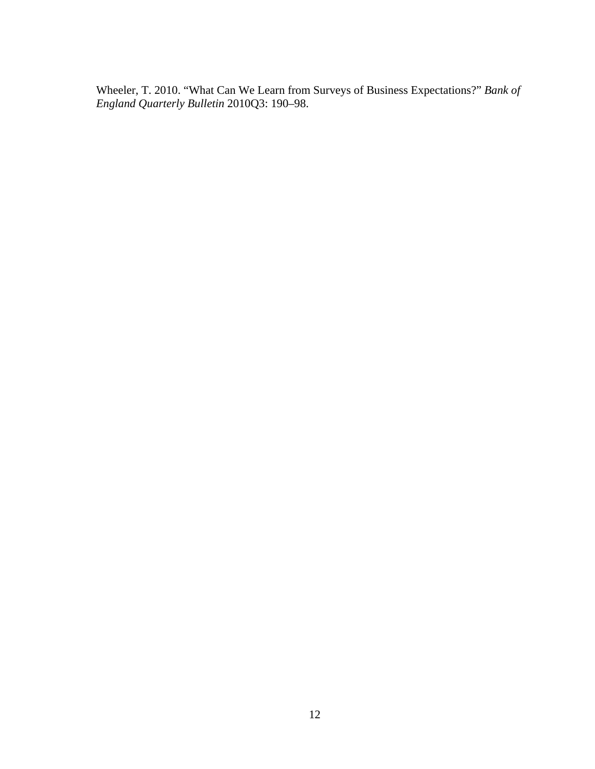Wheeler, T. 2010. "What Can We Learn from Surveys of Business Expectations?" *Bank of England Quarterly Bulletin* 2010Q3: 190–98.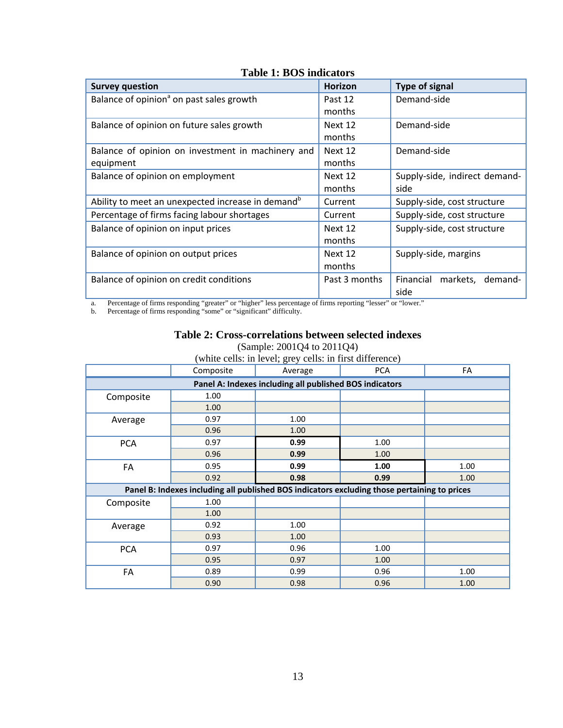**Table 1: BOS indicators**

| Survey question | Horizon | Type of signal |
|---|---|---|
| Balance of opinion[a] on past sales growth | Past 12 months | Demand-side |
| Balance of opinion on future sales growth | Next 12 months | Demand-side |
| Balance of opinion on investment in machinery and equipment | Next 12 months | Demand-side |
| Balance of opinion on employment | Next 12 months | Supply-side, indirect demand-side |
| Ability to meet an unexpected increase in demand[b] | Current | Supply-side, cost structure |
| Percentage of firms facing labour shortages | Current | Supply-side, cost structure |
| Balance of opinion on input prices | Next 12 months | Supply-side, cost structure |
| Balance of opinion on output prices | Next 12 months | Supply-side, margins |
| Balance of opinion on credit conditions | Past 3 months | Financial markets, demand-side |

a. Percentage of firms responding "greater" or "higher" less percentage of firms reporting "lesser" or "lower."
b. Percentage of firms responding "some" or "significant" difficulty.

**Table 2: Cross-correlations between selected indexes**

(Sample: 2001Q4 to 2011Q4)

(white cells: in level; grey cells: in first difference)

| | Composite | Average | PCA | FA |
|---|---|---|---|---|
| **Panel A: Indexes including all published BOS indicators** | | | | |
| Composite | 1.00 | | | |
| | 1.00 | | | |
| Average | 0.97 | 1.00 | | |
| | 0.96 | 1.00 | | |
| PCA | 0.97 | **0.99** | 1.00 | |
| | 0.96 | **0.99** | 1.00 | |
| FA | 0.95 | **0.99** | **1.00** | 1.00 |
| | 0.92 | **0.98** | **0.99** | 1.00 |
| **Panel B: Indexes including all published BOS indicators excluding those pertaining to prices** | | | | |
| Composite | 1.00 | | | |
| | 1.00 | | | |
| Average | 0.92 | 1.00 | | |
| | 0.93 | 1.00 | | |
| PCA | 0.97 | 0.96 | 1.00 | |
| | 0.95 | 0.97 | 1.00 | |
| FA | 0.89 | 0.99 | 0.96 | 1.00 |
| | 0.90 | 0.98 | 0.96 | 1.00 |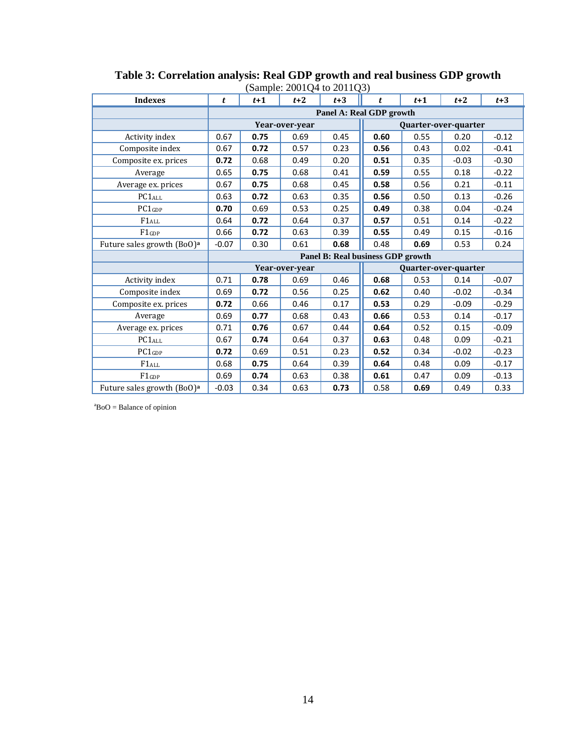**Table 3: Correlation analysis: Real GDP growth and real business GDP growth**
(Sample: 2001Q4 to 2011Q3)

| Indexes | *t* | *t*+1 | *t*+2 | *t*+3 | *t* | *t*+1 | *t*+2 | *t*+3 |
|---|---|---|---|---|---|---|---|---|
| | **Panel A: Real GDP growth** | | | | | | | |
| | **Year-over-year** | | | | **Quarter-over-quarter** | | | |
| Activity index | 0.67 | **0.75** | 0.69 | 0.45 | **0.60** | 0.55 | 0.20 | -0.12 |
| Composite index | 0.67 | **0.72** | 0.57 | 0.23 | **0.56** | 0.43 | 0.02 | -0.41 |
| Composite ex. prices | **0.72** | 0.68 | 0.49 | 0.20 | **0.51** | 0.35 | -0.03 | -0.30 |
| Average | 0.65 | **0.75** | 0.68 | 0.41 | **0.59** | 0.55 | 0.18 | -0.22 |
| Average ex. prices | 0.67 | **0.75** | 0.68 | 0.45 | **0.58** | 0.56 | 0.21 | -0.11 |
| $PC1_{ALL}$ | 0.63 | **0.72** | 0.63 | 0.35 | **0.56** | 0.50 | 0.13 | -0.26 |
| $PC1_{GDP}$ | **0.70** | 0.69 | 0.53 | 0.25 | **0.49** | 0.38 | 0.04 | -0.24 |
| $F1_{ALL}$ | 0.64 | **0.72** | 0.64 | 0.37 | **0.57** | 0.51 | 0.14 | -0.22 |
| $F1_{GDP}$ | 0.66 | **0.72** | 0.63 | 0.39 | **0.55** | 0.49 | 0.15 | -0.16 |
| Future sales growth (BoO)[a] | -0.07 | 0.30 | 0.61 | **0.68** | 0.48 | **0.69** | 0.53 | 0.24 |
| | **Panel B: Real business GDP growth** | | | | | | | |
| | **Year-over-year** | | | | **Quarter-over-quarter** | | | |
| Activity index | 0.71 | **0.78** | 0.69 | 0.46 | **0.68** | 0.53 | 0.14 | -0.07 |
| Composite index | 0.69 | **0.72** | 0.56 | 0.25 | **0.62** | 0.40 | -0.02 | -0.34 |
| Composite ex. prices | **0.72** | 0.66 | 0.46 | 0.17 | **0.53** | 0.29 | -0.09 | -0.29 |
| Average | 0.69 | **0.77** | 0.68 | 0.43 | **0.66** | 0.53 | 0.14 | -0.17 |
| Average ex. prices | 0.71 | **0.76** | 0.67 | 0.44 | **0.64** | 0.52 | 0.15 | -0.09 |
| $PC1_{ALL}$ | 0.67 | **0.74** | 0.64 | 0.37 | **0.63** | 0.48 | 0.09 | -0.21 |
| $PC1_{GDP}$ | **0.72** | 0.69 | 0.51 | 0.23 | **0.52** | 0.34 | -0.02 | -0.23 |
| $F1_{ALL}$ | 0.68 | **0.75** | 0.64 | 0.39 | **0.64** | 0.48 | 0.09 | -0.17 |
| $F1_{GDP}$ | 0.69 | **0.74** | 0.63 | 0.38 | **0.61** | 0.47 | 0.09 | -0.13 |
| Future sales growth (BoO)[a] | -0.03 | 0.34 | 0.63 | **0.73** | 0.58 | **0.69** | 0.49 | 0.33 |

[a]BoO = Balance of opinion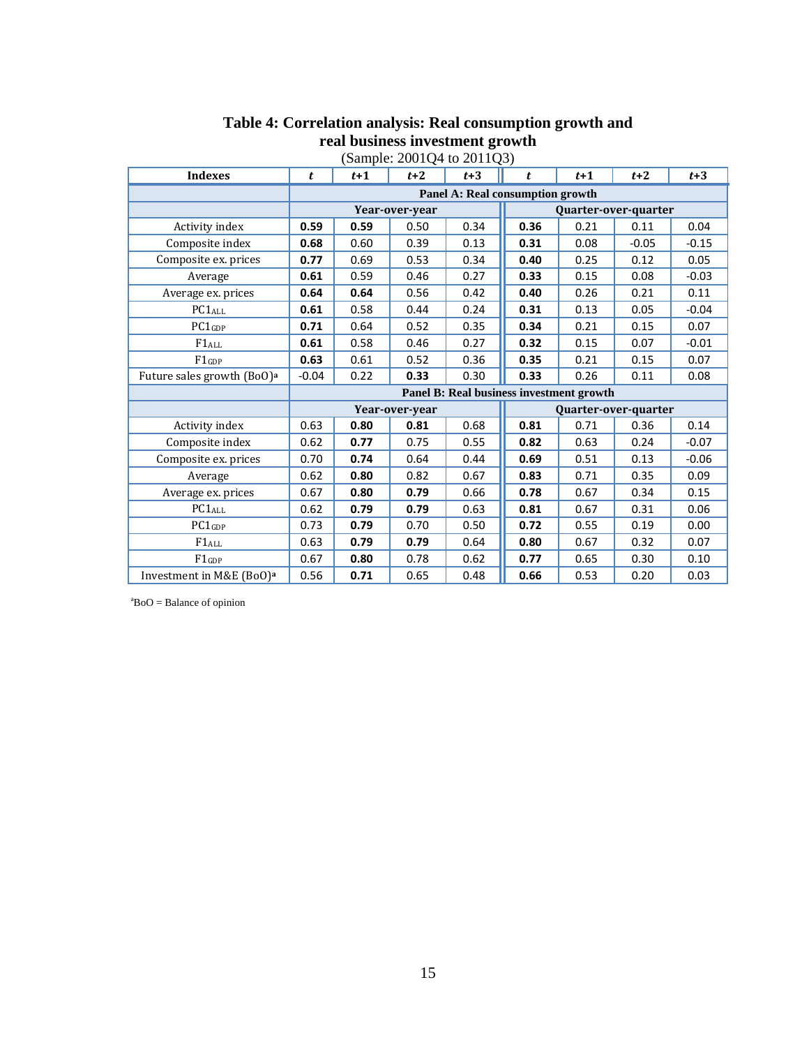**Table 4: Correlation analysis: Real consumption growth and real business investment growth**

(Sample: 2001Q4 to 2011Q3)

| Indexes | *t* | *t*+1 | *t*+2 | *t*+3 | *t* | *t*+1 | *t*+2 | *t*+3 |
|---|---|---|---|---|---|---|---|---|
| | **Panel A: Real consumption growth** | | | | | | | |
| | **Year-over-year** | | | | **Quarter-over-quarter** | | | |
| Activity index | **0.59** | **0.59** | 0.50 | 0.34 | **0.36** | 0.21 | 0.11 | 0.04 |
| Composite index | **0.68** | 0.60 | 0.39 | 0.13 | **0.31** | 0.08 | -0.05 | -0.15 |
| Composite ex. prices | **0.77** | 0.69 | 0.53 | 0.34 | **0.40** | 0.25 | 0.12 | 0.05 |
| Average | **0.61** | 0.59 | 0.46 | 0.27 | **0.33** | 0.15 | 0.08 | -0.03 |
| Average ex. prices | **0.64** | **0.64** | 0.56 | 0.42 | **0.40** | 0.26 | 0.21 | 0.11 |
| $PC1_{ALL}$ | **0.61** | 0.58 | 0.44 | 0.24 | **0.31** | 0.13 | 0.05 | -0.04 |
| $PC1_{GDP}$ | **0.71** | 0.64 | 0.52 | 0.35 | **0.34** | 0.21 | 0.15 | 0.07 |
| $F1_{ALL}$ | **0.61** | 0.58 | 0.46 | 0.27 | **0.32** | 0.15 | 0.07 | -0.01 |
| $F1_{GDP}$ | **0.63** | 0.61 | 0.52 | 0.36 | **0.35** | 0.21 | 0.15 | 0.07 |
| Future sales growth (BoO)[a] | -0.04 | 0.22 | **0.33** | 0.30 | **0.33** | 0.26 | 0.11 | 0.08 |
| | **Panel B: Real business investment growth** | | | | | | | |
| | **Year-over-year** | | | | **Quarter-over-quarter** | | | |
| Activity index | 0.63 | **0.80** | **0.81** | 0.68 | **0.81** | 0.71 | 0.36 | 0.14 |
| Composite index | 0.62 | **0.77** | 0.75 | 0.55 | **0.82** | 0.63 | 0.24 | -0.07 |
| Composite ex. prices | 0.70 | **0.74** | 0.64 | 0.44 | **0.69** | 0.51 | 0.13 | -0.06 |
| Average | 0.62 | **0.80** | 0.82 | 0.67 | **0.83** | 0.71 | 0.35 | 0.09 |
| Average ex. prices | 0.67 | **0.80** | **0.79** | 0.66 | **0.78** | 0.67 | 0.34 | 0.15 |
| $PC1_{ALL}$ | 0.62 | **0.79** | **0.79** | 0.63 | **0.81** | 0.67 | 0.31 | 0.06 |
| $PC1_{GDP}$ | 0.73 | **0.79** | 0.70 | 0.50 | **0.72** | 0.55 | 0.19 | 0.00 |
| $F1_{ALL}$ | 0.63 | **0.79** | **0.79** | 0.64 | **0.80** | 0.67 | 0.32 | 0.07 |
| $F1_{GDP}$ | 0.67 | **0.80** | 0.78 | 0.62 | **0.77** | 0.65 | 0.30 | 0.10 |
| Investment in M&E (BoO)[a] | 0.56 | **0.71** | 0.65 | 0.48 | **0.66** | 0.53 | 0.20 | 0.03 |

[a]BoO = Balance of opinion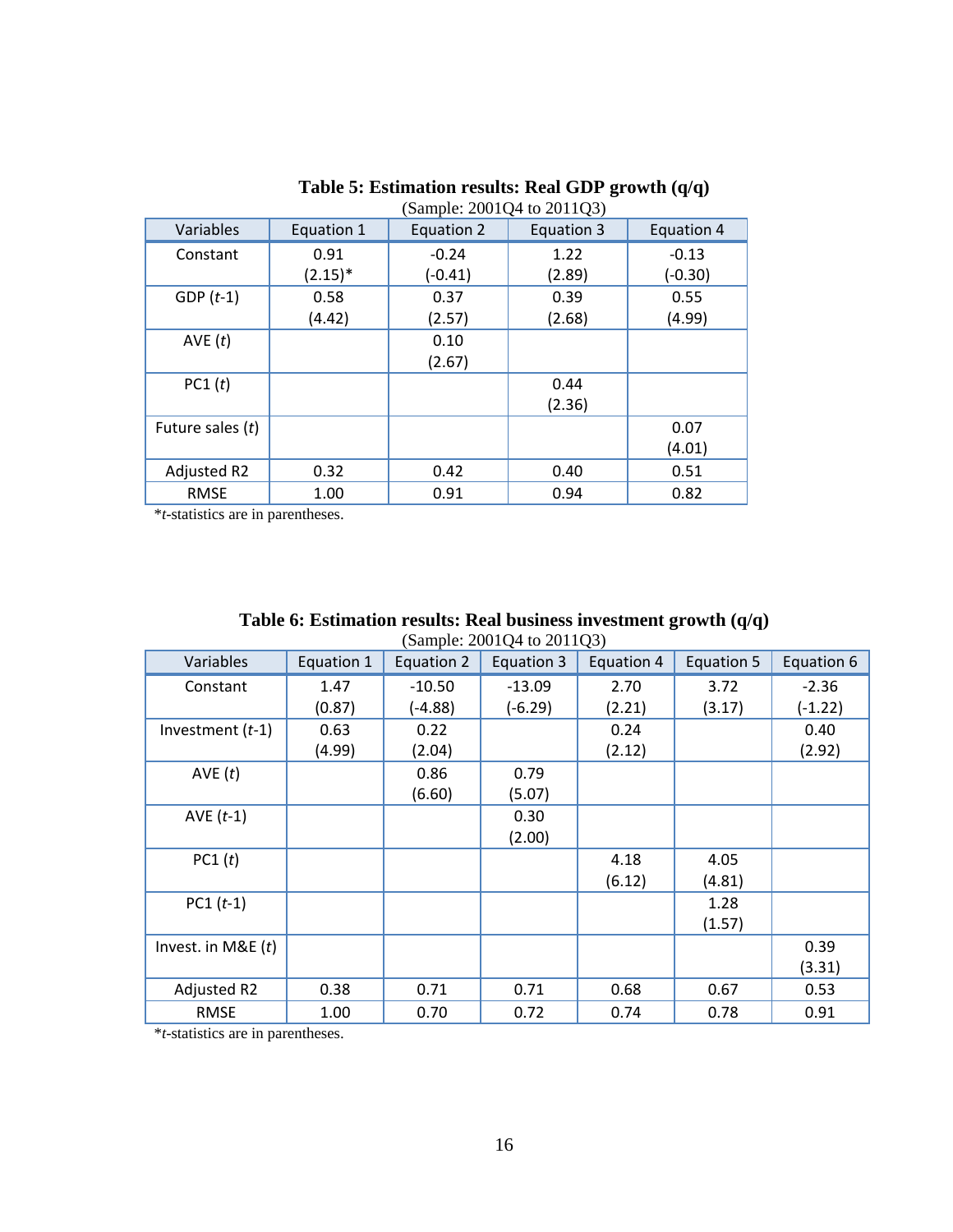**Table 5: Estimation results: Real GDP growth (q/q)**

(Sample: 2001Q4 to 2011Q3)

| Variables | Equation 1 | Equation 2 | Equation 3 | Equation 4 |
|---|---|---|---|---|
| Constant | 0.91 (2.15)* | -0.24 (-0.41) | 1.22 (2.89) | -0.13 (-0.30) |
| GDP (*t*-1) | 0.58 (4.42) | 0.37 (2.57) | 0.39 (2.68) | 0.55 (4.99) |
| AVE (*t*) | | 0.10 (2.67) | | |
| PC1 (*t*) | | | 0.44 (2.36) | |
| Future sales (*t*) | | | | 0.07 (4.01) |
| Adjusted R2 | 0.32 | 0.42 | 0.40 | 0.51 |
| RMSE | 1.00 | 0.91 | 0.94 | 0.82 |

**t*-statistics are in parentheses.

**Table 6: Estimation results: Real business investment growth (q/q)**

(Sample: 2001Q4 to 2011Q3)

| Variables | Equation 1 | Equation 2 | Equation 3 | Equation 4 | Equation 5 | Equation 6 |
|---|---|---|---|---|---|---|
| Constant | 1.47 (0.87) | -10.50 (-4.88) | -13.09 (-6.29) | 2.70 (2.21) | 3.72 (3.17) | -2.36 (-1.22) |
| Investment (*t*-1) | 0.63 (4.99) | 0.22 (2.04) | | 0.24 (2.12) | | 0.40 (2.92) |
| AVE (*t*) | | 0.86 (6.60) | 0.79 (5.07) | | | |
| AVE (*t*-1) | | | 0.30 (2.00) | | | |
| PC1 (*t*) | | | | 4.18 (6.12) | 4.05 (4.81) | |
| PC1 (*t*-1) | | | | | 1.28 (1.57) | |
| Invest. in M&E (*t*) | | | | | | 0.39 (3.31) |
| Adjusted R2 | 0.38 | 0.71 | 0.71 | 0.68 | 0.67 | 0.53 |
| RMSE | 1.00 | 0.70 | 0.72 | 0.74 | 0.78 | 0.91 |

**t*-statistics are in parentheses.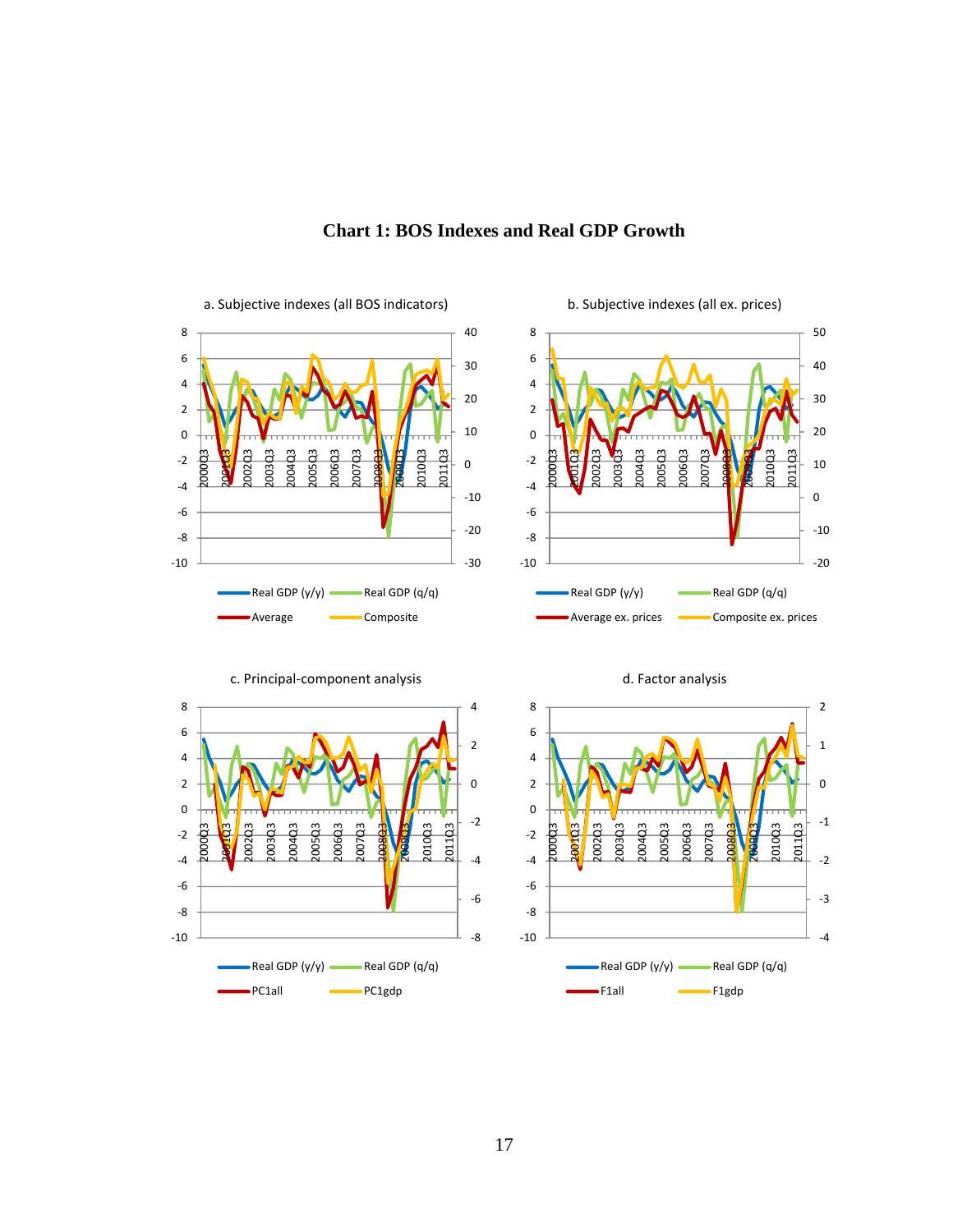**Chart 1: BOS Indexes and Real GDP Growth**

a. Subjective indexes (all BOS indicators)

Real GDP (y/y) Real GDP (q/q) Average Composite

b. Subjective indexes (all ex. prices)

Real GDP (y/y) Real GDP (q/q) Average ex. prices Composite ex. prices

c. Principal-component analysis

Real GDP (y/y) Real GDP (q/q) PC1all PC1gdp

d. Factor analysis

Real GDP (y/y) Real GDP (q/q) F1all F1gdp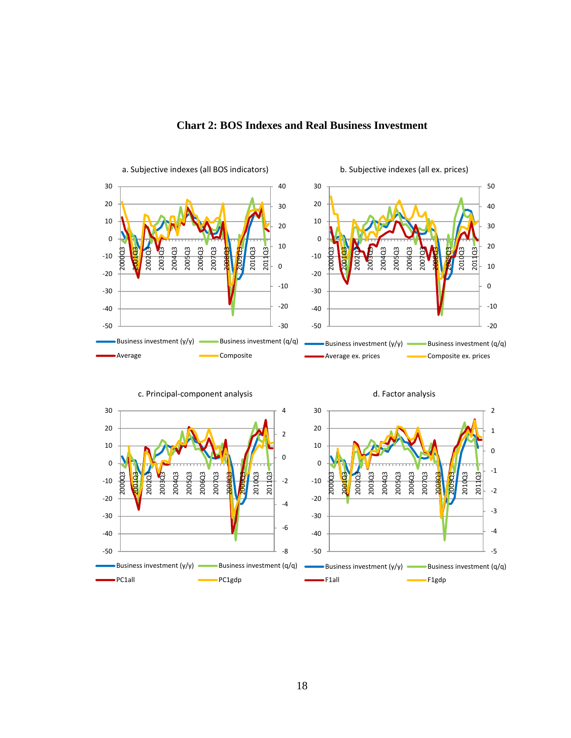## Chart 2: BOS Indexes and Real Business Investment

a. Subjective indexes (all BOS indicators)

Business investment (y/y) | Business investment (q/q) | Average | Composite

b. Subjective indexes (all ex. prices)

Business investment (y/y) | Business investment (q/q) | Average ex. prices | Composite ex. prices

c. Principal-component analysis

Business investment (y/y) | Business investment (q/q) | PC1all | PC1gdp

d. Factor analysis

Business investment (y/y) | Business investment (q/q) | F1all | F1gdp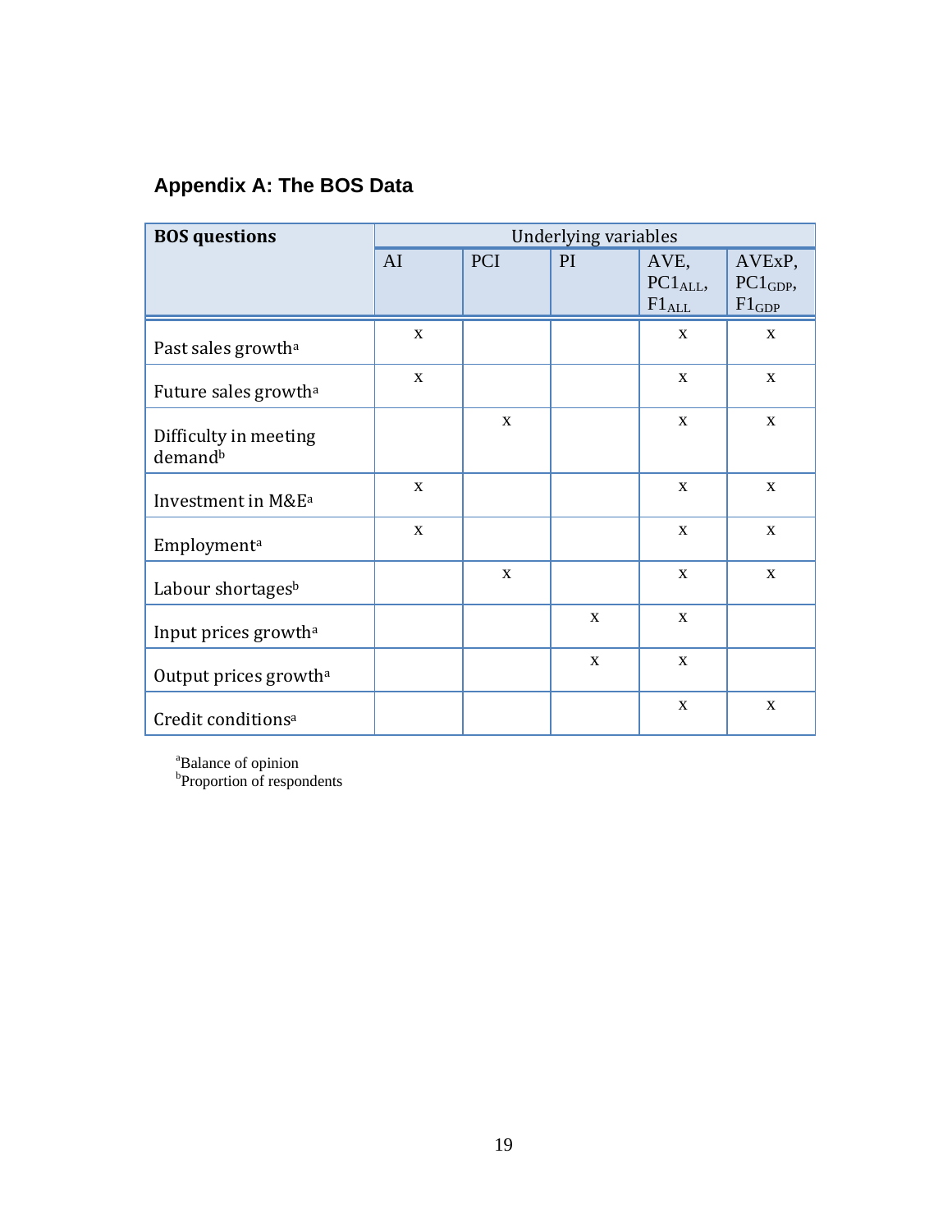## Appendix A: The BOS Data

| BOS questions | Underlying variables | | | | |
|---|---|---|---|---|---|
| | AI | PCI | PI | AVE, $PC1_{ALL}$, $F1_{ALL}$ | AVExP, $PC1_{GDP}$, $F1_{GDP}$ |
| Past sales growth[a] | x | | | x | x |
| Future sales growth[a] | x | | | x | x |
| Difficulty in meeting demand[b] | | x | | x | x |
| Investment in M&E[a] | x | | | x | x |
| Employment[a] | x | | | x | x |
| Labour shortages[b] | | x | | x | x |
| Input prices growth[a] | | | x | x | |
| Output prices growth[a] | | | x | x | |
| Credit conditions[a] | | | | x | x |

[a]Balance of opinion
[b]Proportion of respondents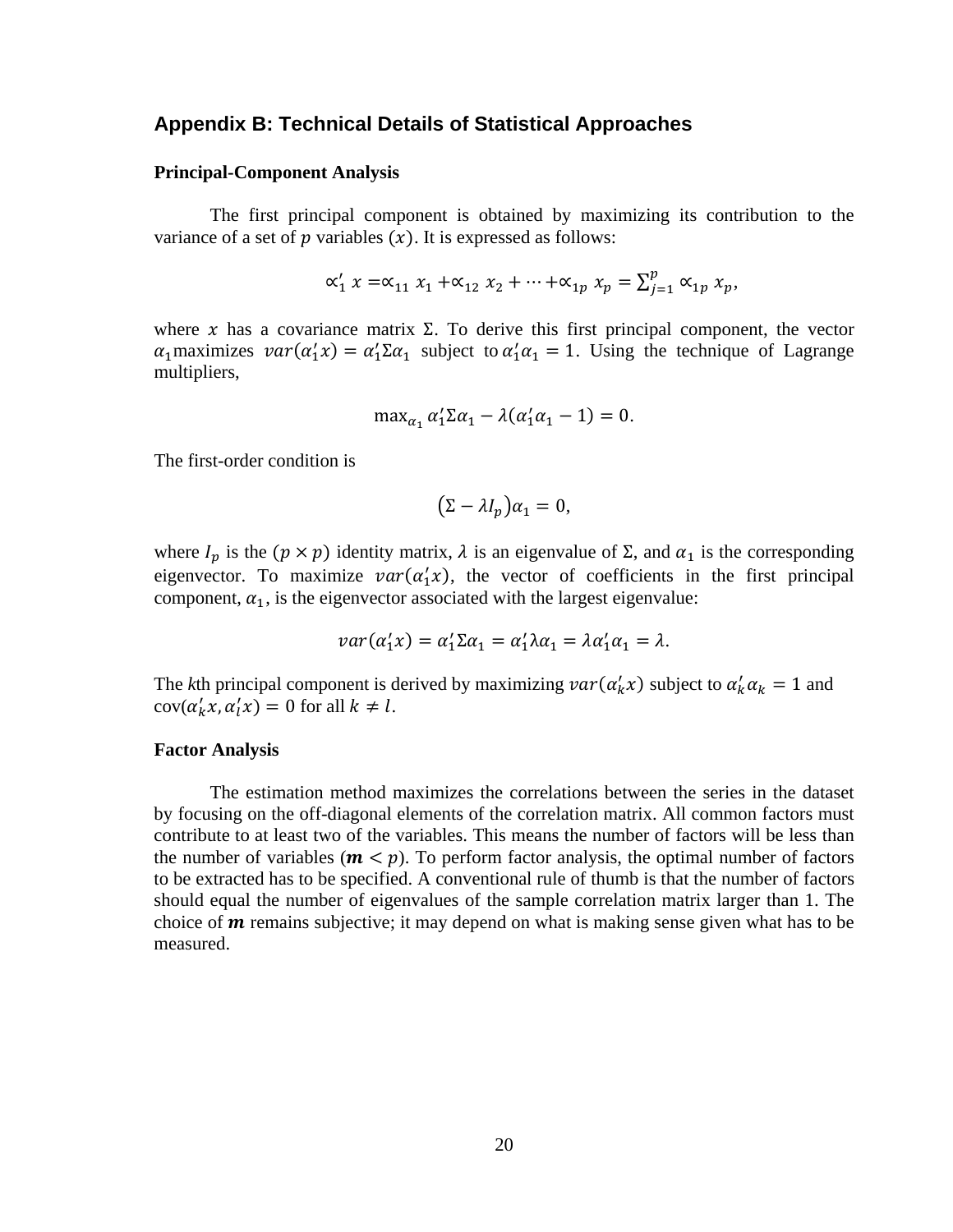## Appendix B: Technical Details of Statistical Approaches

### Principal-Component Analysis

The first principal component is obtained by maximizing its contribution to the variance of a set of $p$ variables $(x)$. It is expressed as follows:

$$\propto_1' x = \propto_{11} x_1 + \propto_{12} x_2 + \cdots + \propto_{1p} x_p = \sum_{j=1}^{p} \propto_{1p} x_p,$$

where $x$ has a covariance matrix $\Sigma$. To derive this first principal component, the vector $\alpha_1$ maximizes $var(\alpha_1' x) = \alpha_1' \Sigma \alpha_1$ subject to $\alpha_1' \alpha_1 = 1$. Using the technique of Lagrange multipliers,

$$\max_{\alpha_1} \alpha_1' \Sigma \alpha_1 - \lambda(\alpha_1' \alpha_1 - 1) = 0.$$

The first-order condition is

$$(\Sigma - \lambda I_p)\alpha_1 = 0,$$

where $I_p$ is the $(p \times p)$ identity matrix, $\lambda$ is an eigenvalue of $\Sigma$, and $\alpha_1$ is the corresponding eigenvector. To maximize $var(\alpha_1' x)$, the vector of coefficients in the first principal component, $\alpha_1$, is the eigenvector associated with the largest eigenvalue:

$$var(\alpha_1' x) = \alpha_1' \Sigma \alpha_1 = \alpha_1' \lambda \alpha_1 = \lambda \alpha_1' \alpha_1 = \lambda.$$

The *k*th principal component is derived by maximizing $var(\alpha_k' x)$ subject to $\alpha_k' \alpha_k = 1$ and $\text{cov}(\alpha_k' x, \alpha_l' x) = 0$ for all $k \neq l$.

### Factor Analysis

The estimation method maximizes the correlations between the series in the dataset by focusing on the off-diagonal elements of the correlation matrix. All common factors must contribute to at least two of the variables. This means the number of factors will be less than the number of variables ($\boldsymbol{m} < p$). To perform factor analysis, the optimal number of factors to be extracted has to be specified. A conventional rule of thumb is that the number of factors should equal the number of eigenvalues of the sample correlation matrix larger than 1. The choice of $\boldsymbol{m}$ remains subjective; it may depend on what is making sense given what has to be measured.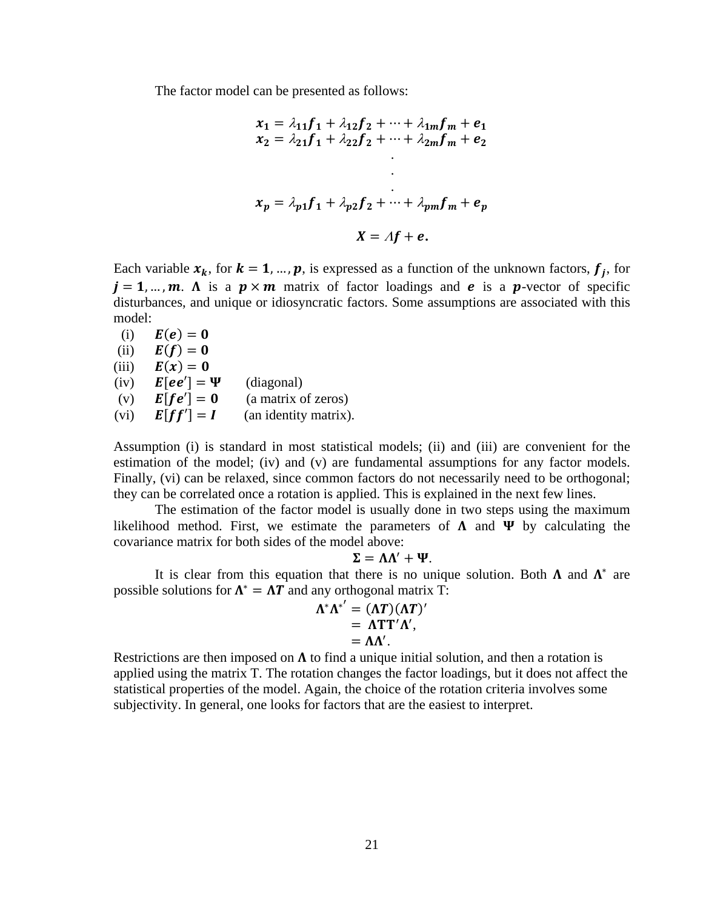The factor model can be presented as follows:

$$\boldsymbol{x_1} = \lambda_{\boldsymbol{11}}\boldsymbol{f_1} + \lambda_{\boldsymbol{12}}\boldsymbol{f_2} + \cdots + \lambda_{\boldsymbol{1m}}\boldsymbol{f_m} + \boldsymbol{e_1}$$
$$\boldsymbol{x_2} = \lambda_{\boldsymbol{21}}\boldsymbol{f_1} + \lambda_{\boldsymbol{22}}\boldsymbol{f_2} + \cdots + \lambda_{\boldsymbol{2m}}\boldsymbol{f_m} + \boldsymbol{e_2}$$
$$\vdots$$
$$\boldsymbol{x_p} = \lambda_{\boldsymbol{p1}}\boldsymbol{f_1} + \lambda_{\boldsymbol{p2}}\boldsymbol{f_2} + \cdots + \lambda_{\boldsymbol{pm}}\boldsymbol{f_m} + \boldsymbol{e_p}$$

$$\boldsymbol{X} = \Lambda\boldsymbol{f} + \boldsymbol{e}.$$

Each variable $\boldsymbol{x_k}$, for $\boldsymbol{k} = \boldsymbol{1}, \ldots, \boldsymbol{p}$, is expressed as a function of the unknown factors, $\boldsymbol{f_j}$, for $\boldsymbol{j} = \boldsymbol{1}, \ldots, \boldsymbol{m}$. $\boldsymbol{\Lambda}$ is a $\boldsymbol{p} \times \boldsymbol{m}$ matrix of factor loadings and $\boldsymbol{e}$ is a $\boldsymbol{p}$-vector of specific disturbances, and unique or idiosyncratic factors. Some assumptions are associated with this model:

(i) $\boldsymbol{E(e) = 0}$
(ii) $\boldsymbol{E(f) = 0}$
(iii) $\boldsymbol{E(x) = 0}$
(iv) $\boldsymbol{E[ee'] = \Psi}$ (diagonal)
(v) $\boldsymbol{E[fe'] = 0}$ (a matrix of zeros)
(vi) $\boldsymbol{E[ff'] = I}$ (an identity matrix).

Assumption (i) is standard in most statistical models; (ii) and (iii) are convenient for the estimation of the model; (iv) and (v) are fundamental assumptions for any factor models. Finally, (vi) can be relaxed, since common factors do not necessarily need to be orthogonal; they can be correlated once a rotation is applied. This is explained in the next few lines.

The estimation of the factor model is usually done in two steps using the maximum likelihood method. First, we estimate the parameters of $\boldsymbol{\Lambda}$ and $\boldsymbol{\Psi}$ by calculating the covariance matrix for both sides of the model above:

$$\boldsymbol{\Sigma} = \boldsymbol{\Lambda\Lambda'} + \boldsymbol{\Psi}.$$

It is clear from this equation that there is no unique solution. Both $\boldsymbol{\Lambda}$ and $\boldsymbol{\Lambda}^*$ are possible solutions for $\boldsymbol{\Lambda}^* = \boldsymbol{\Lambda T}$ and any orthogonal matrix T:

$$\begin{aligned}\boldsymbol{\Lambda}^*\boldsymbol{\Lambda}^{*'} &= (\boldsymbol{\Lambda T})(\boldsymbol{\Lambda T})' \\ &= \boldsymbol{\Lambda TT'\Lambda'}, \\ &= \boldsymbol{\Lambda\Lambda'}.\end{aligned}$$

Restrictions are then imposed on $\boldsymbol{\Lambda}$ to find a unique initial solution, and then a rotation is applied using the matrix T. The rotation changes the factor loadings, but it does not affect the statistical properties of the model. Again, the choice of the rotation criteria involves some subjectivity. In general, one looks for factors that are the easiest to interpret.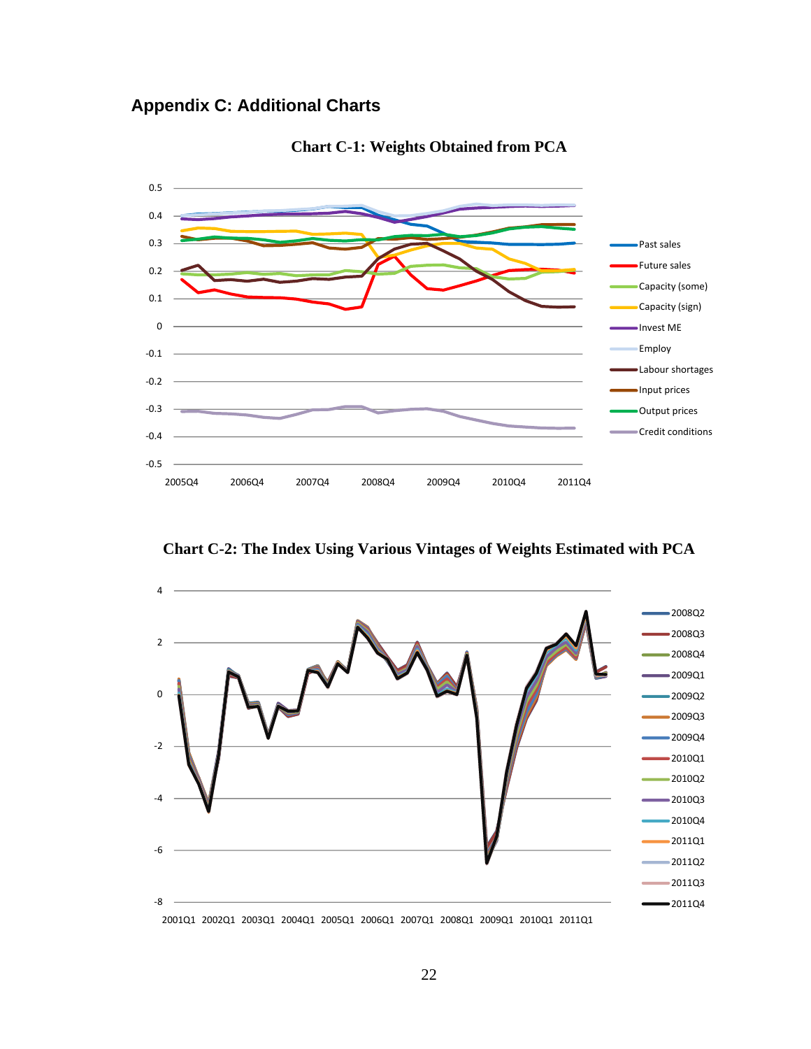## Appendix C: Additional Charts

**Chart C-1: Weights Obtained from PCA**

0.5
0.4
0.3
0.2
0.1
0
-0.1
-0.2
-0.3
-0.4
-0.5

2005Q4 2006Q4 2007Q4 2008Q4 2009Q4 2010Q4 2011Q4

Past sales
Future sales
Capacity (some)
Capacity (sign)
Invest ME
Employ
Labour shortages
Input prices
Output prices
Credit conditions

**Chart C-2: The Index Using Various Vintages of Weights Estimated with PCA**

4
2
0
-2
-4
-6
-8

2001Q1 2002Q1 2003Q1 2004Q1 2005Q1 2006Q1 2007Q1 2008Q1 2009Q1 2010Q1 2011Q1

2008Q2
2008Q3
2008Q4
2009Q1
2009Q2
2009Q3
2009Q4
2010Q1
2010Q2
2010Q3
2010Q4
2011Q1
2011Q2
2011Q3
2011Q4